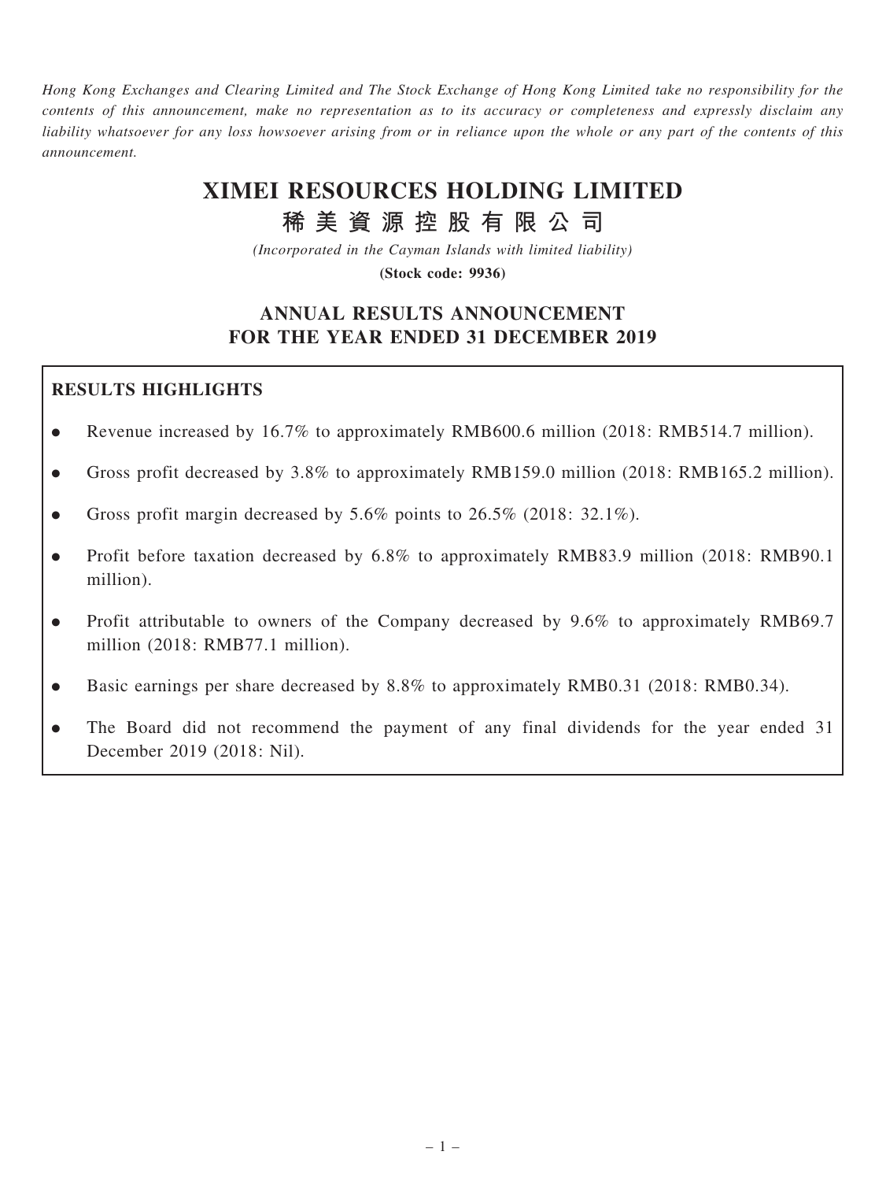*Hong Kong Exchanges and Clearing Limited and The Stock Exchange of Hong Kong Limited take no responsibility for the contents of this announcement, make no representation as to its accuracy or completeness and expressly disclaim any liability whatsoever for any loss howsoever arising from or in reliance upon the whole or any part of the contents of this announcement.*

# XIMEI RESOURCES HOLDING LIMITED

# 稀美資源控股有限公司

*(Incorporated in the Cayman Islands with limited liability)*

**(Stock code: 9936)**

## ANNUAL RESULTS ANNOUNCEMENT FOR THE YEAR ENDED 31 DECEMBER 2019

### RESULTS HIGHLIGHTS

- Revenue increased by 16.7% to approximately RMB600.6 million (2018: RMB514.7 million).
- Gross profit decreased by 3.8% to approximately RMB159.0 million (2018: RMB165.2 million).
- Gross profit margin decreased by 5.6% points to 26.5% (2018: 32.1%).
- Profit before taxation decreased by 6.8% to approximately RMB83.9 million (2018: RMB90.1 million).
- Profit attributable to owners of the Company decreased by 9.6% to approximately RMB69.7 million (2018: RMB77.1 million).
- Basic earnings per share decreased by 8.8% to approximately RMB0.31 (2018: RMB0.34).
- The Board did not recommend the payment of any final dividends for the year ended 31 December 2019 (2018: Nil).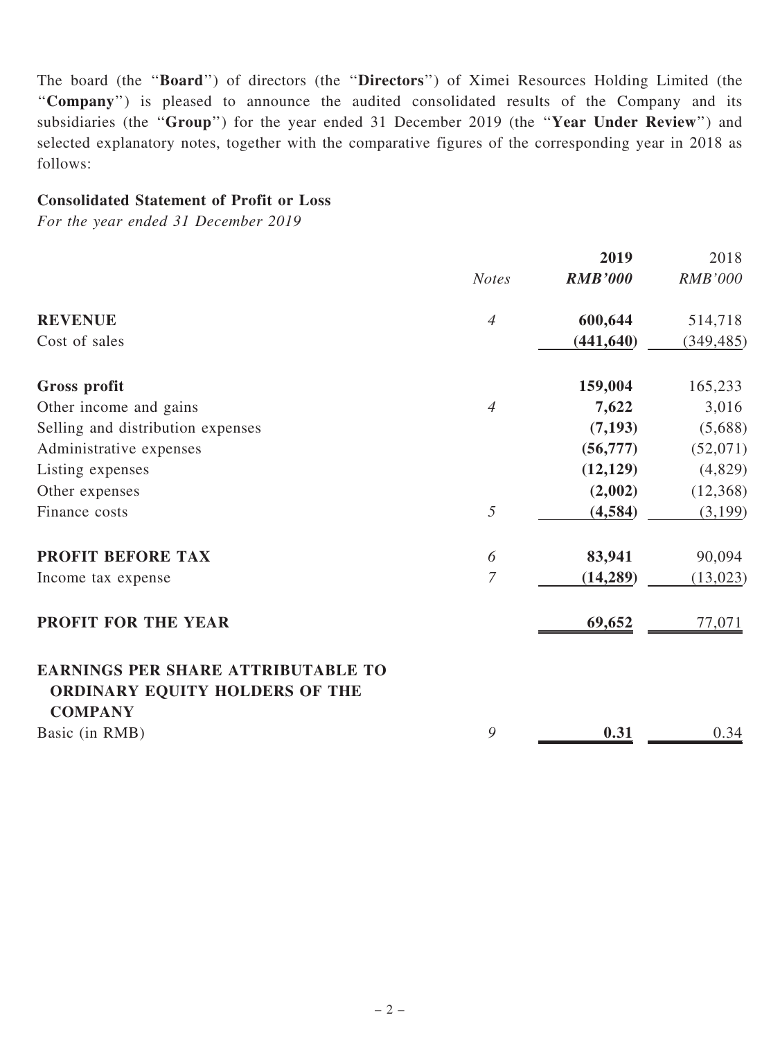The board (the "**Board**") of directors (the "**Directors**") of Ximei Resources Holding Limited (the "**Company**") is pleased to announce the audited consolidated results of the Company and its subsidiaries (the "**Group**") for the year ended 31 December 2019 (the "**Year Under Review**") and selected explanatory notes, together with the comparative figures of the corresponding year in 2018 as follows:

**Consolidated Statement of Profit or Loss**

*For the year ended 31 December 2019*

| | *Notes* | **2019** *RMB'000* | 2018 *RMB'000* |
|---|---|---|---|
| **REVENUE** | *4* | **600,644** | 514,718 |
| Cost of sales | | **(441,640)** | (349,485) |
| **Gross profit** | | **159,004** | 165,233 |
| Other income and gains | *4* | **7,622** | 3,016 |
| Selling and distribution expenses | | **(7,193)** | (5,688) |
| Administrative expenses | | **(56,777)** | (52,071) |
| Listing expenses | | **(12,129)** | (4,829) |
| Other expenses | | **(2,002)** | (12,368) |
| Finance costs | *5* | **(4,584)** | (3,199) |
| **PROFIT BEFORE TAX** | *6* | **83,941** | 90,094 |
| Income tax expense | *7* | **(14,289)** | (13,023) |
| **PROFIT FOR THE YEAR** | | **69,652** | 77,071 |
| **EARNINGS PER SHARE ATTRIBUTABLE TO ORDINARY EQUITY HOLDERS OF THE COMPANY** | | | |
| Basic (in RMB) | *9* | **0.31** | 0.34 |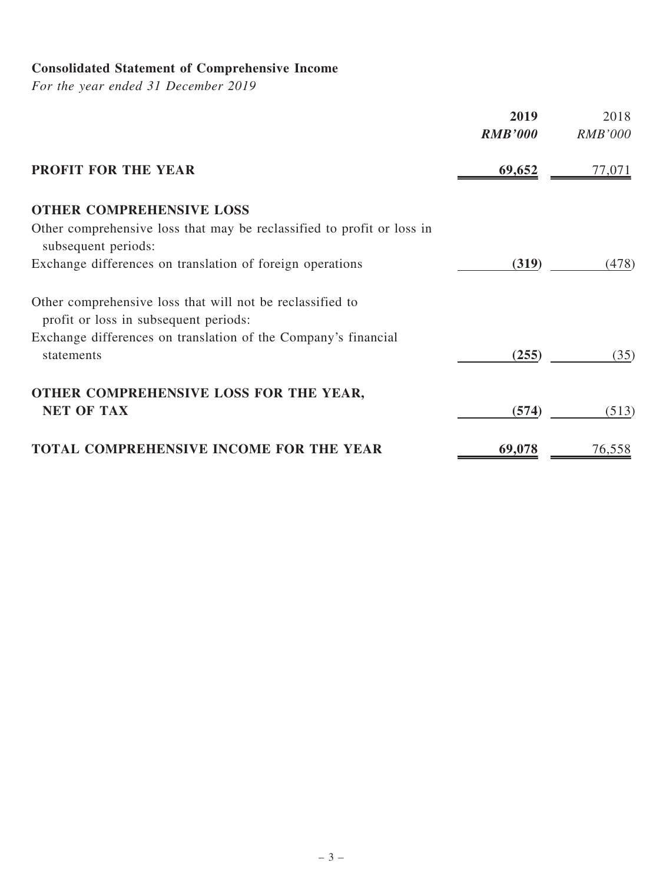## Consolidated Statement of Comprehensive Income

*For the year ended 31 December 2019*

| | 2019 | 2018 |
|---|---|---|
| | ***RMB'000*** | *RMB'000* |
| **PROFIT FOR THE YEAR** | **69,652** | 77,071 |
| **OTHER COMPREHENSIVE LOSS** | | |
| Other comprehensive loss that may be reclassified to profit or loss in subsequent periods: | | |
| Exchange differences on translation of foreign operations | **(319)** | (478) |
| Other comprehensive loss that will not be reclassified to profit or loss in subsequent periods: | | |
| Exchange differences on translation of the Company's financial statements | **(255)** | (35) |
| **OTHER COMPREHENSIVE LOSS FOR THE YEAR, NET OF TAX** | **(574)** | (513) |
| **TOTAL COMPREHENSIVE INCOME FOR THE YEAR** | **69,078** | 76,558 |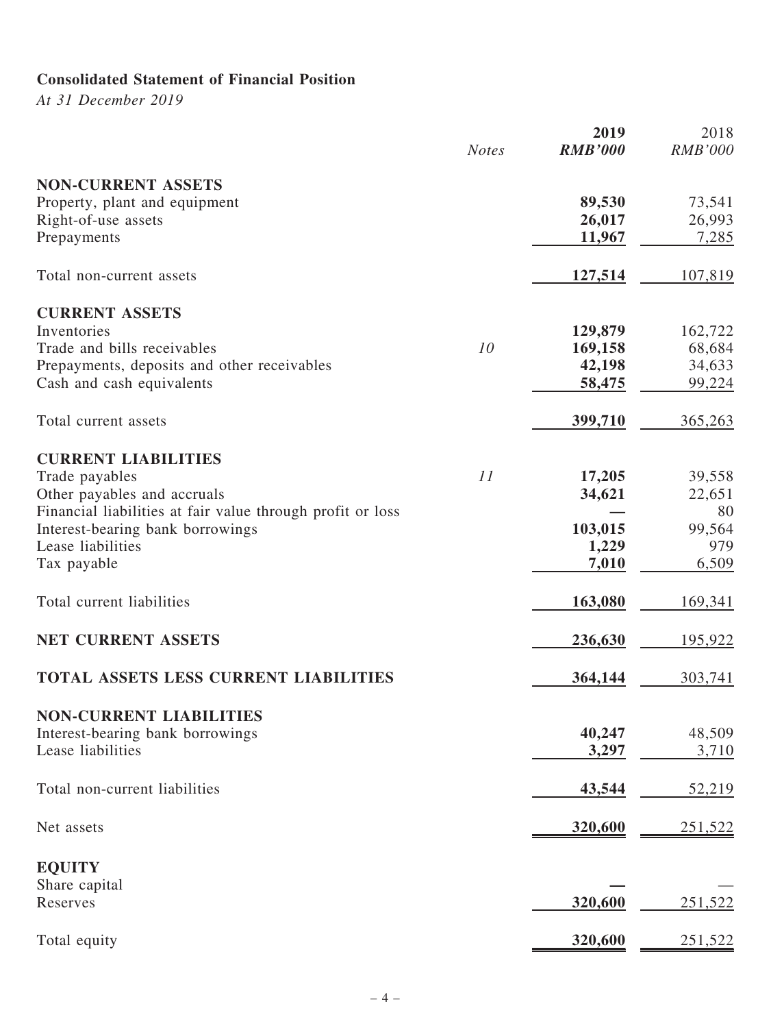## Consolidated Statement of Financial Position

*At 31 December 2019*

| | *Notes* | **2019** | 2018 |
|---|---|---|---|
| | | ***RMB'000*** | *RMB'000* |
| **NON-CURRENT ASSETS** | | | |
| Property, plant and equipment | | **89,530** | 73,541 |
| Right-of-use assets | | **26,017** | 26,993 |
| Prepayments | | **11,967** | 7,285 |
| Total non-current assets | | **127,514** | 107,819 |
| **CURRENT ASSETS** | | | |
| Inventories | | **129,879** | 162,722 |
| Trade and bills receivables | *10* | **169,158** | 68,684 |
| Prepayments, deposits and other receivables | | **42,198** | 34,633 |
| Cash and cash equivalents | | **58,475** | 99,224 |
| Total current assets | | **399,710** | 365,263 |
| **CURRENT LIABILITIES** | | | |
| Trade payables | *11* | **17,205** | 39,558 |
| Other payables and accruals | | **34,621** | 22,651 |
| Financial liabilities at fair value through profit or loss | | **—** | 80 |
| Interest-bearing bank borrowings | | **103,015** | 99,564 |
| Lease liabilities | | **1,229** | 979 |
| Tax payable | | **7,010** | 6,509 |
| Total current liabilities | | **163,080** | 169,341 |
| **NET CURRENT ASSETS** | | **236,630** | 195,922 |
| **TOTAL ASSETS LESS CURRENT LIABILITIES** | | **364,144** | 303,741 |
| **NON-CURRENT LIABILITIES** | | | |
| Interest-bearing bank borrowings | | **40,247** | 48,509 |
| Lease liabilities | | **3,297** | 3,710 |
| Total non-current liabilities | | **43,544** | 52,219 |
| Net assets | | **320,600** | 251,522 |
| **EQUITY** | | | |
| Share capital | | **—** | — |
| Reserves | | **320,600** | 251,522 |
| Total equity | | **320,600** | 251,522 |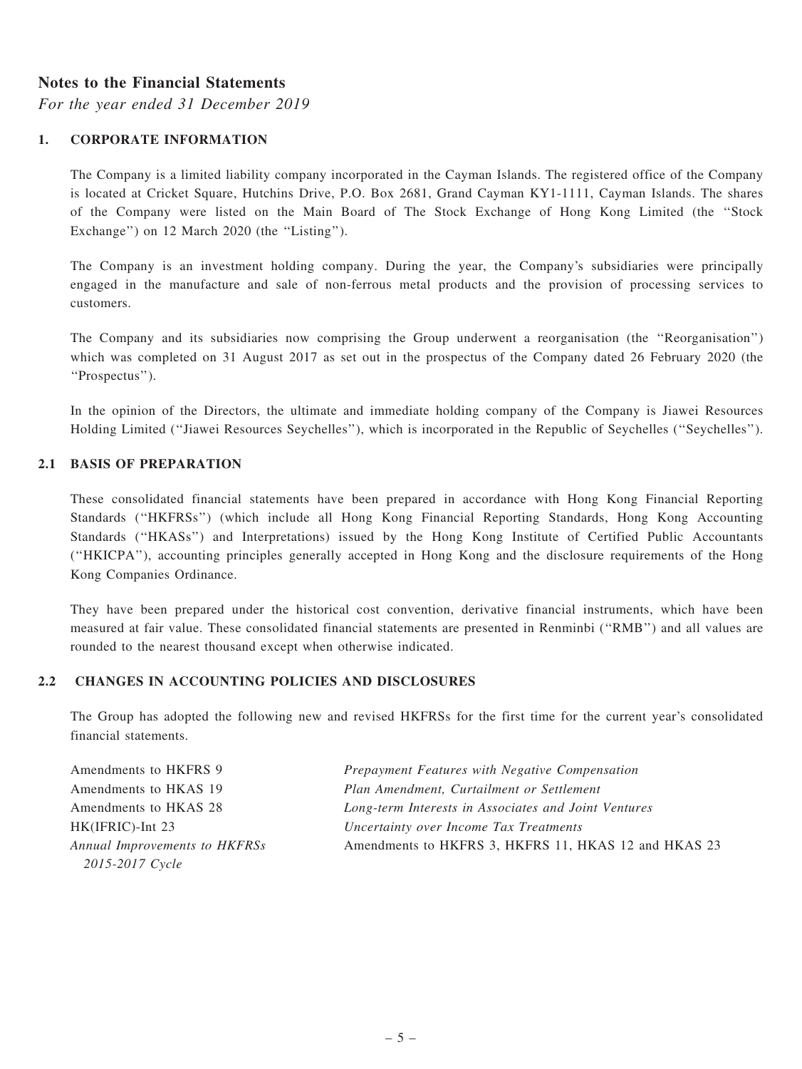## Notes to the Financial Statements

*For the year ended 31 December 2019*

### 1. CORPORATE INFORMATION

The Company is a limited liability company incorporated in the Cayman Islands. The registered office of the Company is located at Cricket Square, Hutchins Drive, P.O. Box 2681, Grand Cayman KY1-1111, Cayman Islands. The shares of the Company were listed on the Main Board of The Stock Exchange of Hong Kong Limited (the ''Stock Exchange'') on 12 March 2020 (the ''Listing'').

The Company is an investment holding company. During the year, the Company's subsidiaries were principally engaged in the manufacture and sale of non-ferrous metal products and the provision of processing services to customers.

The Company and its subsidiaries now comprising the Group underwent a reorganisation (the ''Reorganisation'') which was completed on 31 August 2017 as set out in the prospectus of the Company dated 26 February 2020 (the ''Prospectus'').

In the opinion of the Directors, the ultimate and immediate holding company of the Company is Jiawei Resources Holding Limited (''Jiawei Resources Seychelles''), which is incorporated in the Republic of Seychelles (''Seychelles'').

### 2.1 BASIS OF PREPARATION

These consolidated financial statements have been prepared in accordance with Hong Kong Financial Reporting Standards (''HKFRSs'') (which include all Hong Kong Financial Reporting Standards, Hong Kong Accounting Standards (''HKASs'') and Interpretations) issued by the Hong Kong Institute of Certified Public Accountants (''HKICPA''), accounting principles generally accepted in Hong Kong and the disclosure requirements of the Hong Kong Companies Ordinance.

They have been prepared under the historical cost convention, derivative financial instruments, which have been measured at fair value. These consolidated financial statements are presented in Renminbi (''RMB'') and all values are rounded to the nearest thousand except when otherwise indicated.

### 2.2 CHANGES IN ACCOUNTING POLICIES AND DISCLOSURES

The Group has adopted the following new and revised HKFRSs for the first time for the current year's consolidated financial statements.

| | |
|---|---|
| Amendments to HKFRS 9 | *Prepayment Features with Negative Compensation* |
| Amendments to HKAS 19 | *Plan Amendment, Curtailment or Settlement* |
| Amendments to HKAS 28 | *Long-term Interests in Associates and Joint Ventures* |
| HK(IFRIC)-Int 23 | *Uncertainty over Income Tax Treatments* |
| *Annual Improvements to HKFRSs 2015-2017 Cycle* | Amendments to HKFRS 3, HKFRS 11, HKAS 12 and HKAS 23 |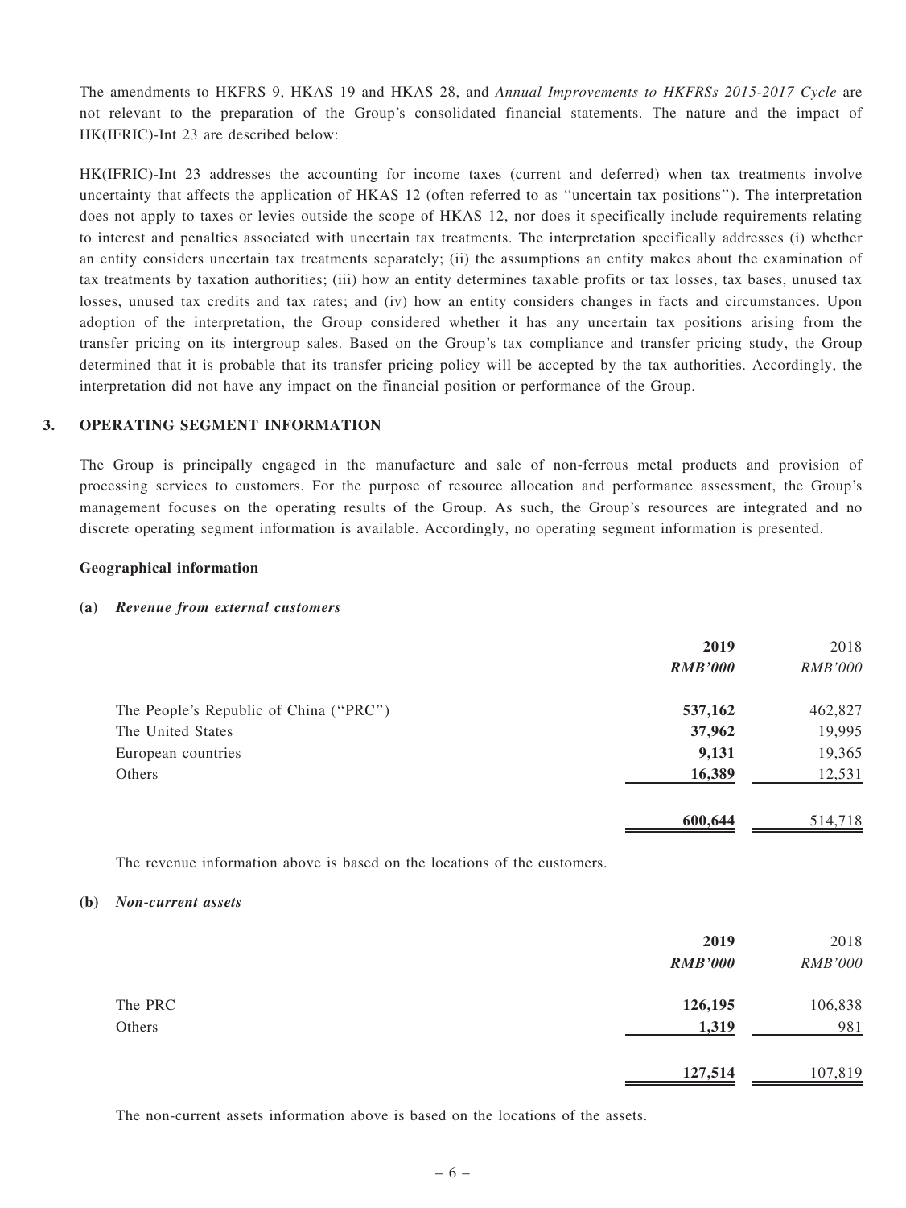The amendments to HKFRS 9, HKAS 19 and HKAS 28, and *Annual Improvements to HKFRSs 2015-2017 Cycle* are not relevant to the preparation of the Group's consolidated financial statements. The nature and the impact of HK(IFRIC)-Int 23 are described below:

HK(IFRIC)-Int 23 addresses the accounting for income taxes (current and deferred) when tax treatments involve uncertainty that affects the application of HKAS 12 (often referred to as "uncertain tax positions"). The interpretation does not apply to taxes or levies outside the scope of HKAS 12, nor does it specifically include requirements relating to interest and penalties associated with uncertain tax treatments. The interpretation specifically addresses (i) whether an entity considers uncertain tax treatments separately; (ii) the assumptions an entity makes about the examination of tax treatments by taxation authorities; (iii) how an entity determines taxable profits or tax losses, tax bases, unused tax losses, unused tax credits and tax rates; and (iv) how an entity considers changes in facts and circumstances. Upon adoption of the interpretation, the Group considered whether it has any uncertain tax positions arising from the transfer pricing on its intergroup sales. Based on the Group's tax compliance and transfer pricing study, the Group determined that it is probable that its transfer pricing policy will be accepted by the tax authorities. Accordingly, the interpretation did not have any impact on the financial position or performance of the Group.

## 3. OPERATING SEGMENT INFORMATION

The Group is principally engaged in the manufacture and sale of non-ferrous metal products and provision of processing services to customers. For the purpose of resource allocation and performance assessment, the Group's management focuses on the operating results of the Group. As such, the Group's resources are integrated and no discrete operating segment information is available. Accordingly, no operating segment information is presented.

### Geographical information

**(a)** ***Revenue from external customers***

| | **2019** | 2018 |
|---|---|---|
| | ***RMB'000*** | *RMB'000* |
| The People's Republic of China ("PRC") | **537,162** | 462,827 |
| The United States | **37,962** | 19,995 |
| European countries | **9,131** | 19,365 |
| Others | **16,389** | 12,531 |
| | **600,644** | 514,718 |

The revenue information above is based on the locations of the customers.

**(b)** ***Non-current assets***

| | **2019** | 2018 |
|---|---|---|
| | ***RMB'000*** | *RMB'000* |
| The PRC | **126,195** | 106,838 |
| Others | **1,319** | 981 |
| | **127,514** | 107,819 |

The non-current assets information above is based on the locations of the assets.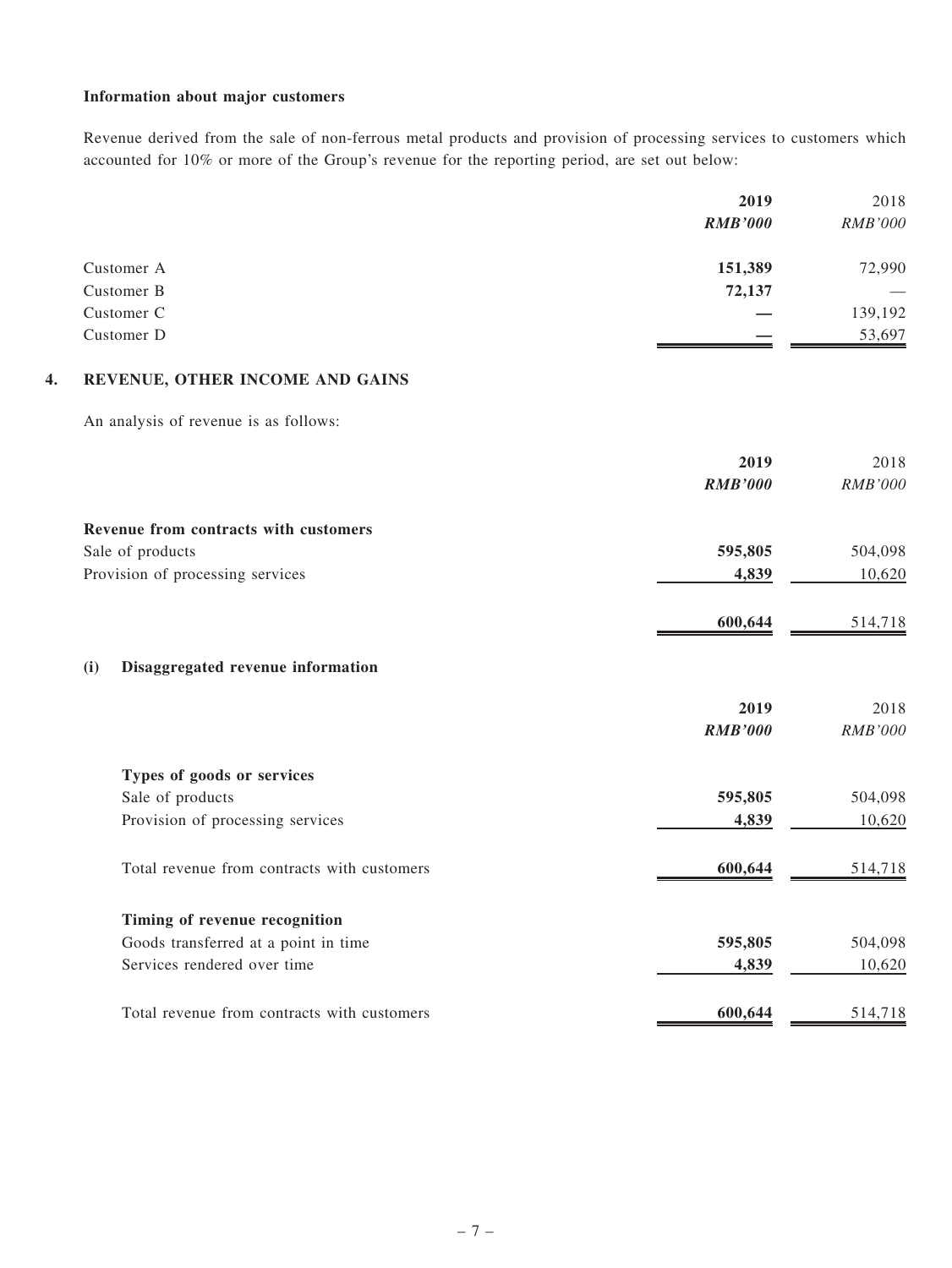**Information about major customers**

Revenue derived from the sale of non-ferrous metal products and provision of processing services to customers which accounted for 10% or more of the Group's revenue for the reporting period, are set out below:

| | **2019** | 2018 |
|---|---|---|
| | ***RMB'000*** | *RMB'000* |
| Customer A | **151,389** | 72,990 |
| Customer B | **72,137** | — |
| Customer C | **—** | 139,192 |
| Customer D | **—** | 53,697 |

## 4. REVENUE, OTHER INCOME AND GAINS

An analysis of revenue is as follows:

| | **2019** | 2018 |
|---|---|---|
| | ***RMB'000*** | *RMB'000* |
| **Revenue from contracts with customers** | | |
| Sale of products | **595,805** | 504,098 |
| Provision of processing services | **4,839** | 10,620 |
| | **600,644** | 514,718 |

### (i) Disaggregated revenue information

| | **2019** | 2018 |
|---|---|---|
| | ***RMB'000*** | *RMB'000* |
| **Types of goods or services** | | |
| Sale of products | **595,805** | 504,098 |
| Provision of processing services | **4,839** | 10,620 |
| Total revenue from contracts with customers | **600,644** | 514,718 |
| **Timing of revenue recognition** | | |
| Goods transferred at a point in time | **595,805** | 504,098 |
| Services rendered over time | **4,839** | 10,620 |
| Total revenue from contracts with customers | **600,644** | 514,718 |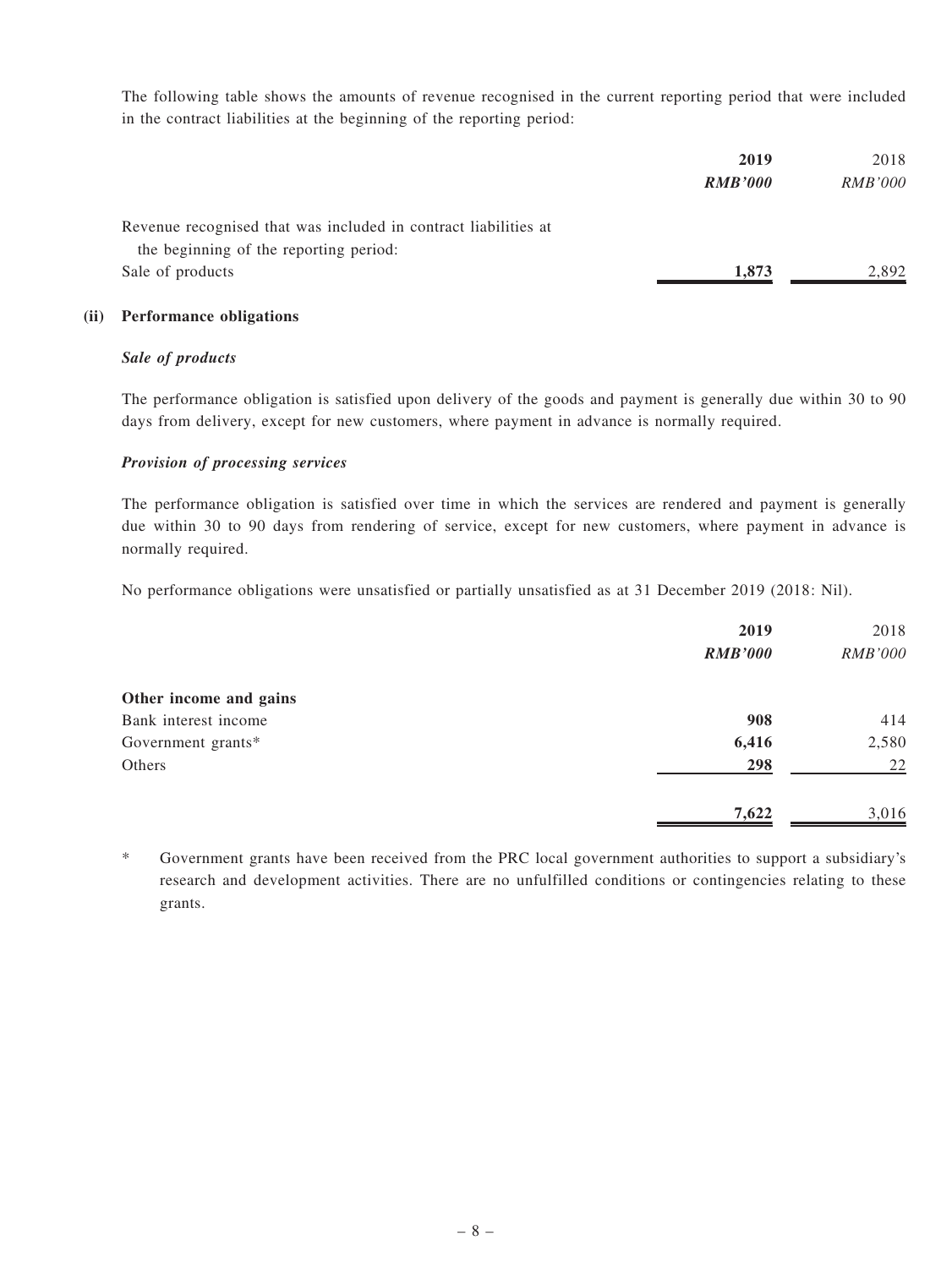The following table shows the amounts of revenue recognised in the current reporting period that were included in the contract liabilities at the beginning of the reporting period:

| | **2019** | 2018 |
|---|---|---|
| | ***RMB'000*** | *RMB'000* |
| Revenue recognised that was included in contract liabilities at the beginning of the reporting period: | | |
| Sale of products | **1,873** | 2,892 |

**(ii) Performance obligations**

***Sale of products***

The performance obligation is satisfied upon delivery of the goods and payment is generally due within 30 to 90 days from delivery, except for new customers, where payment in advance is normally required.

***Provision of processing services***

The performance obligation is satisfied over time in which the services are rendered and payment is generally due within 30 to 90 days from rendering of service, except for new customers, where payment in advance is normally required.

No performance obligations were unsatisfied or partially unsatisfied as at 31 December 2019 (2018: Nil).

| | **2019** | 2018 |
|---|---|---|
| | ***RMB'000*** | *RMB'000* |
| **Other income and gains** | | |
| Bank interest income | **908** | 414 |
| Government grants* | **6,416** | 2,580 |
| Others | **298** | 22 |
| | **7,622** | 3,016 |

\* Government grants have been received from the PRC local government authorities to support a subsidiary's research and development activities. There are no unfulfilled conditions or contingencies relating to these grants.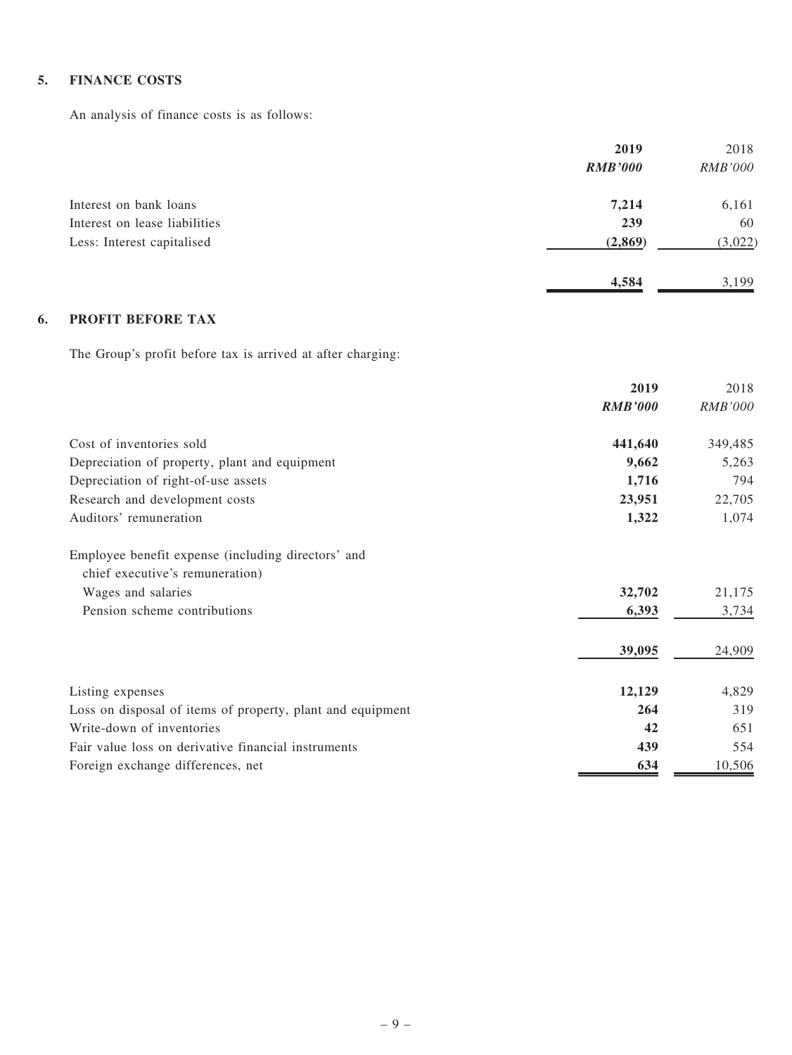## 5. FINANCE COSTS

An analysis of finance costs is as follows:

| | 2019 | 2018 |
|---|---|---|
| | *RMB'000* | *RMB'000* |
| Interest on bank loans | **7,214** | 6,161 |
| Interest on lease liabilities | **239** | 60 |
| Less: Interest capitalised | **(2,869)** | (3,022) |
| | **4,584** | 3,199 |

## 6. PROFIT BEFORE TAX

The Group's profit before tax is arrived at after charging:

| | 2019 | 2018 |
|---|---|---|
| | *RMB'000* | *RMB'000* |
| Cost of inventories sold | **441,640** | 349,485 |
| Depreciation of property, plant and equipment | **9,662** | 5,263 |
| Depreciation of right-of-use assets | **1,716** | 794 |
| Research and development costs | **23,951** | 22,705 |
| Auditors' remuneration | **1,322** | 1,074 |
| Employee benefit expense (including directors' and chief executive's remuneration) | | |
| Wages and salaries | **32,702** | 21,175 |
| Pension scheme contributions | **6,393** | 3,734 |
| | **39,095** | 24,909 |
| Listing expenses | **12,129** | 4,829 |
| Loss on disposal of items of property, plant and equipment | **264** | 319 |
| Write-down of inventories | **42** | 651 |
| Fair value loss on derivative financial instruments | **439** | 554 |
| Foreign exchange differences, net | **634** | 10,506 |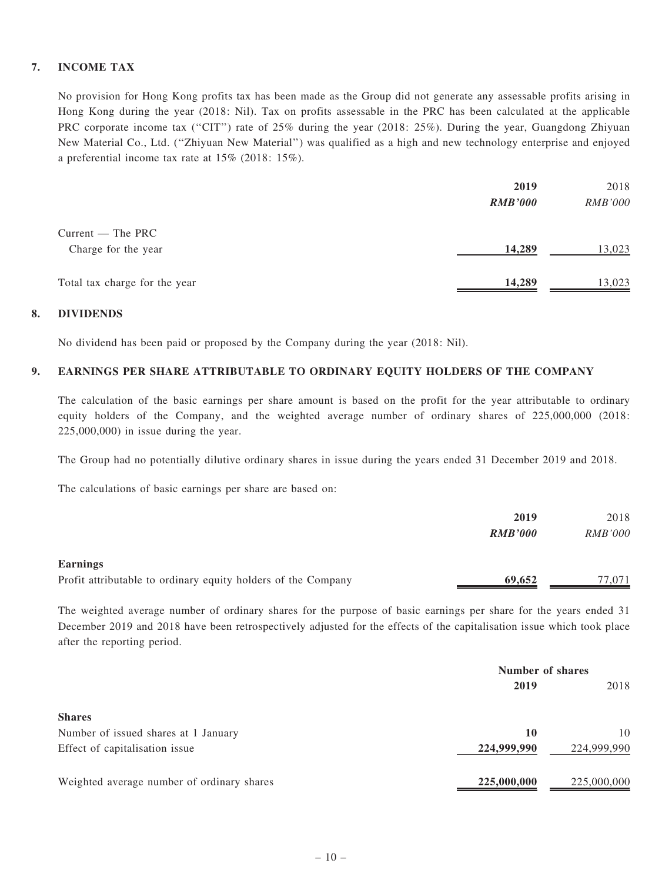## 7. INCOME TAX

No provision for Hong Kong profits tax has been made as the Group did not generate any assessable profits arising in Hong Kong during the year (2018: Nil). Tax on profits assessable in the PRC has been calculated at the applicable PRC corporate income tax ("CIT") rate of 25% during the year (2018: 25%). During the year, Guangdong Zhiyuan New Material Co., Ltd. ("Zhiyuan New Material") was qualified as a high and new technology enterprise and enjoyed a preferential income tax rate at 15% (2018: 15%).

| | 2019 | 2018 |
|---|---|---|
| | *RMB'000* | *RMB'000* |
| Current — The PRC | | |
| Charge for the year | **14,289** | 13,023 |
| Total tax charge for the year | **14,289** | 13,023 |

## 8. DIVIDENDS

No dividend has been paid or proposed by the Company during the year (2018: Nil).

## 9. EARNINGS PER SHARE ATTRIBUTABLE TO ORDINARY EQUITY HOLDERS OF THE COMPANY

The calculation of the basic earnings per share amount is based on the profit for the year attributable to ordinary equity holders of the Company, and the weighted average number of ordinary shares of 225,000,000 (2018: 225,000,000) in issue during the year.

The Group had no potentially dilutive ordinary shares in issue during the years ended 31 December 2019 and 2018.

The calculations of basic earnings per share are based on:

| | 2019 | 2018 |
|---|---|---|
| | *RMB'000* | *RMB'000* |
| **Earnings** | | |
| Profit attributable to ordinary equity holders of the Company | **69,652** | 77,071 |

The weighted average number of ordinary shares for the purpose of basic earnings per share for the years ended 31 December 2019 and 2018 have been retrospectively adjusted for the effects of the capitalisation issue which took place after the reporting period.

| | Number of shares | |
|---|---|---|
| | 2019 | 2018 |
| **Shares** | | |
| Number of issued shares at 1 January | **10** | 10 |
| Effect of capitalisation issue | **224,999,990** | 224,999,990 |
| Weighted average number of ordinary shares | **225,000,000** | 225,000,000 |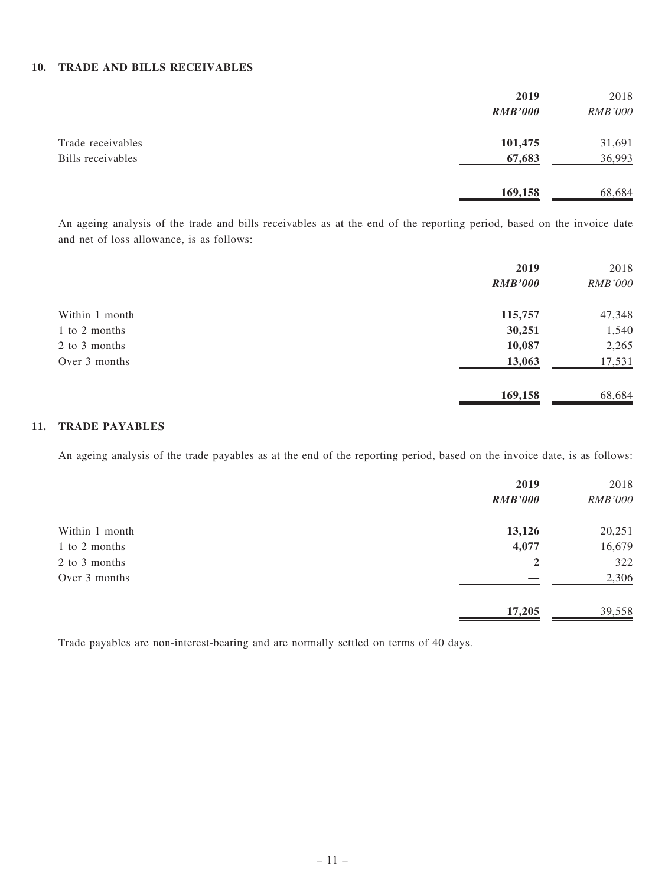## 10. TRADE AND BILLS RECEIVABLES

| | **2019** | 2018 |
|---|---|---|
| | ***RMB'000*** | *RMB'000* |
| Trade receivables | **101,475** | 31,691 |
| Bills receivables | **67,683** | 36,993 |
| | **169,158** | 68,684 |

An ageing analysis of the trade and bills receivables as at the end of the reporting period, based on the invoice date and net of loss allowance, is as follows:

| | **2019** | 2018 |
|---|---|---|
| | ***RMB'000*** | *RMB'000* |
| Within 1 month | **115,757** | 47,348 |
| 1 to 2 months | **30,251** | 1,540 |
| 2 to 3 months | **10,087** | 2,265 |
| Over 3 months | **13,063** | 17,531 |
| | **169,158** | 68,684 |

## 11. TRADE PAYABLES

An ageing analysis of the trade payables as at the end of the reporting period, based on the invoice date, is as follows:

| | **2019** | 2018 |
|---|---|---|
| | ***RMB'000*** | *RMB'000* |
| Within 1 month | **13,126** | 20,251 |
| 1 to 2 months | **4,077** | 16,679 |
| 2 to 3 months | **2** | 322 |
| Over 3 months | **—** | 2,306 |
| | **17,205** | 39,558 |

Trade payables are non-interest-bearing and are normally settled on terms of 40 days.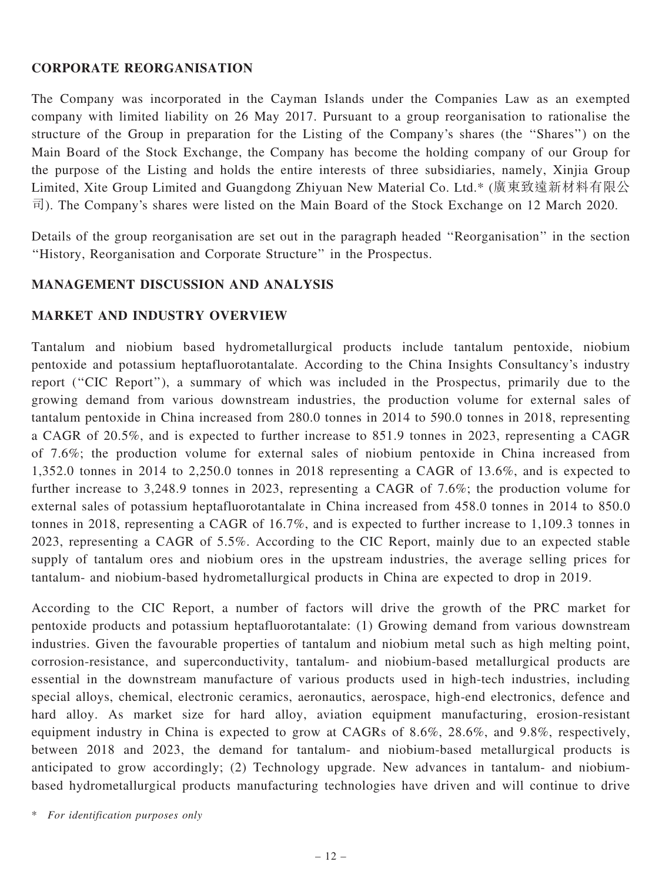## CORPORATE REORGANISATION

The Company was incorporated in the Cayman Islands under the Companies Law as an exempted company with limited liability on 26 May 2017. Pursuant to a group reorganisation to rationalise the structure of the Group in preparation for the Listing of the Company's shares (the ''Shares'') on the Main Board of the Stock Exchange, the Company has become the holding company of our Group for the purpose of the Listing and holds the entire interests of three subsidiaries, namely, Xinjia Group Limited, Xite Group Limited and Guangdong Zhiyuan New Material Co. Ltd.* (廣東致遠新材料有限公司). The Company's shares were listed on the Main Board of the Stock Exchange on 12 March 2020.

Details of the group reorganisation are set out in the paragraph headed ''Reorganisation'' in the section ''History, Reorganisation and Corporate Structure'' in the Prospectus.

## MANAGEMENT DISCUSSION AND ANALYSIS

## MARKET AND INDUSTRY OVERVIEW

Tantalum and niobium based hydrometallurgical products include tantalum pentoxide, niobium pentoxide and potassium heptafluorotantalate. According to the China Insights Consultancy's industry report (''CIC Report''), a summary of which was included in the Prospectus, primarily due to the growing demand from various downstream industries, the production volume for external sales of tantalum pentoxide in China increased from 280.0 tonnes in 2014 to 590.0 tonnes in 2018, representing a CAGR of 20.5%, and is expected to further increase to 851.9 tonnes in 2023, representing a CAGR of 7.6%; the production volume for external sales of niobium pentoxide in China increased from 1,352.0 tonnes in 2014 to 2,250.0 tonnes in 2018 representing a CAGR of 13.6%, and is expected to further increase to 3,248.9 tonnes in 2023, representing a CAGR of 7.6%; the production volume for external sales of potassium heptafluorotantalate in China increased from 458.0 tonnes in 2014 to 850.0 tonnes in 2018, representing a CAGR of 16.7%, and is expected to further increase to 1,109.3 tonnes in 2023, representing a CAGR of 5.5%. According to the CIC Report, mainly due to an expected stable supply of tantalum ores and niobium ores in the upstream industries, the average selling prices for tantalum- and niobium-based hydrometallurgical products in China are expected to drop in 2019.

According to the CIC Report, a number of factors will drive the growth of the PRC market for pentoxide products and potassium heptafluorotantalate: (1) Growing demand from various downstream industries. Given the favourable properties of tantalum and niobium metal such as high melting point, corrosion-resistance, and superconductivity, tantalum- and niobium-based metallurgical products are essential in the downstream manufacture of various products used in high-tech industries, including special alloys, chemical, electronic ceramics, aeronautics, aerospace, high-end electronics, defence and hard alloy. As market size for hard alloy, aviation equipment manufacturing, erosion-resistant equipment industry in China is expected to grow at CAGRs of 8.6%, 28.6%, and 9.8%, respectively, between 2018 and 2023, the demand for tantalum- and niobium-based metallurgical products is anticipated to grow accordingly; (2) Technology upgrade. New advances in tantalum- and niobium-based hydrometallurgical products manufacturing technologies have driven and will continue to drive

\* *For identification purposes only*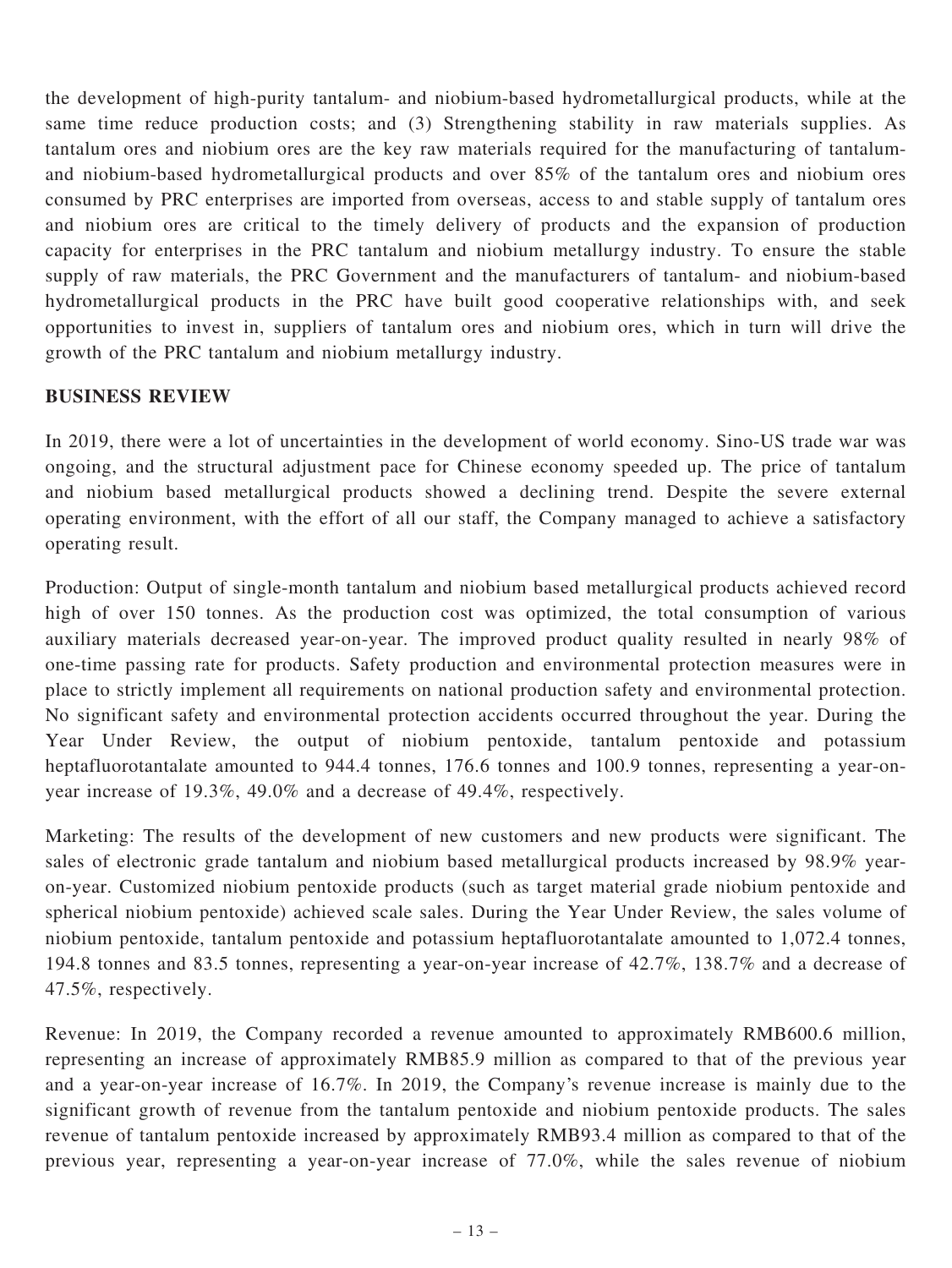the development of high-purity tantalum- and niobium-based hydrometallurgical products, while at the same time reduce production costs; and (3) Strengthening stability in raw materials supplies. As tantalum ores and niobium ores are the key raw materials required for the manufacturing of tantalum- and niobium-based hydrometallurgical products and over 85% of the tantalum ores and niobium ores consumed by PRC enterprises are imported from overseas, access to and stable supply of tantalum ores and niobium ores are critical to the timely delivery of products and the expansion of production capacity for enterprises in the PRC tantalum and niobium metallurgy industry. To ensure the stable supply of raw materials, the PRC Government and the manufacturers of tantalum- and niobium-based hydrometallurgical products in the PRC have built good cooperative relationships with, and seek opportunities to invest in, suppliers of tantalum ores and niobium ores, which in turn will drive the growth of the PRC tantalum and niobium metallurgy industry.

## BUSINESS REVIEW

In 2019, there were a lot of uncertainties in the development of world economy. Sino-US trade war was ongoing, and the structural adjustment pace for Chinese economy speeded up. The price of tantalum and niobium based metallurgical products showed a declining trend. Despite the severe external operating environment, with the effort of all our staff, the Company managed to achieve a satisfactory operating result.

Production: Output of single-month tantalum and niobium based metallurgical products achieved record high of over 150 tonnes. As the production cost was optimized, the total consumption of various auxiliary materials decreased year-on-year. The improved product quality resulted in nearly 98% of one-time passing rate for products. Safety production and environmental protection measures were in place to strictly implement all requirements on national production safety and environmental protection. No significant safety and environmental protection accidents occurred throughout the year. During the Year Under Review, the output of niobium pentoxide, tantalum pentoxide and potassium heptafluorotantalate amounted to 944.4 tonnes, 176.6 tonnes and 100.9 tonnes, representing a year-on-year increase of 19.3%, 49.0% and a decrease of 49.4%, respectively.

Marketing: The results of the development of new customers and new products were significant. The sales of electronic grade tantalum and niobium based metallurgical products increased by 98.9% year-on-year. Customized niobium pentoxide products (such as target material grade niobium pentoxide and spherical niobium pentoxide) achieved scale sales. During the Year Under Review, the sales volume of niobium pentoxide, tantalum pentoxide and potassium heptafluorotantalate amounted to 1,072.4 tonnes, 194.8 tonnes and 83.5 tonnes, representing a year-on-year increase of 42.7%, 138.7% and a decrease of 47.5%, respectively.

Revenue: In 2019, the Company recorded a revenue amounted to approximately RMB600.6 million, representing an increase of approximately RMB85.9 million as compared to that of the previous year and a year-on-year increase of 16.7%. In 2019, the Company's revenue increase is mainly due to the significant growth of revenue from the tantalum pentoxide and niobium pentoxide products. The sales revenue of tantalum pentoxide increased by approximately RMB93.4 million as compared to that of the previous year, representing a year-on-year increase of 77.0%, while the sales revenue of niobium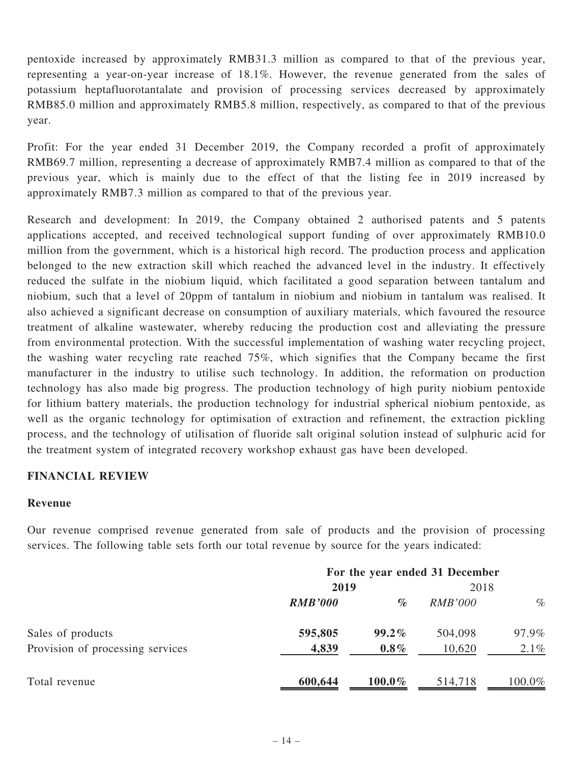pentoxide increased by approximately RMB31.3 million as compared to that of the previous year, representing a year-on-year increase of 18.1%. However, the revenue generated from the sales of potassium heptafluorotantalate and provision of processing services decreased by approximately RMB85.0 million and approximately RMB5.8 million, respectively, as compared to that of the previous year.

Profit: For the year ended 31 December 2019, the Company recorded a profit of approximately RMB69.7 million, representing a decrease of approximately RMB7.4 million as compared to that of the previous year, which is mainly due to the effect of that the listing fee in 2019 increased by approximately RMB7.3 million as compared to that of the previous year.

Research and development: In 2019, the Company obtained 2 authorised patents and 5 patents applications accepted, and received technological support funding of over approximately RMB10.0 million from the government, which is a historical high record. The production process and application belonged to the new extraction skill which reached the advanced level in the industry. It effectively reduced the sulfate in the niobium liquid, which facilitated a good separation between tantalum and niobium, such that a level of 20ppm of tantalum in niobium and niobium in tantalum was realised. It also achieved a significant decrease on consumption of auxiliary materials, which favoured the resource treatment of alkaline wastewater, whereby reducing the production cost and alleviating the pressure from environmental protection. With the successful implementation of washing water recycling project, the washing water recycling rate reached 75%, which signifies that the Company became the first manufacturer in the industry to utilise such technology. In addition, the reformation on production technology has also made big progress. The production technology of high purity niobium pentoxide for lithium battery materials, the production technology for industrial spherical niobium pentoxide, as well as the organic technology for optimisation of extraction and refinement, the extraction pickling process, and the technology of utilisation of fluoride salt original solution instead of sulphuric acid for the treatment system of integrated recovery workshop exhaust gas have been developed.

## FINANCIAL REVIEW

### Revenue

Our revenue comprised revenue generated from sale of products and the provision of processing services. The following table sets forth our total revenue by source for the years indicated:

| | For the year ended 31 December | | | |
|---|---|---|---|---|
| | **2019** | | 2018 | |
| | ***RMB'000*** | ***%*** | *RMB'000* | *%* |
| Sales of products | **595,805** | **99.2%** | 504,098 | 97.9% |
| Provision of processing services | **4,839** | **0.8%** | 10,620 | 2.1% |
| Total revenue | **600,644** | **100.0%** | 514,718 | 100.0% |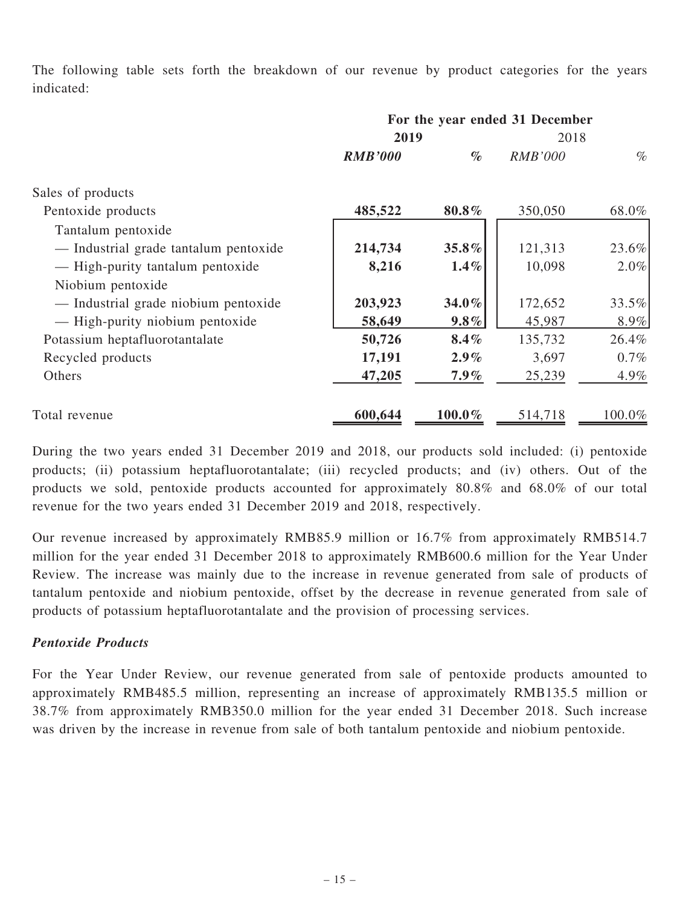The following table sets forth the breakdown of our revenue by product categories for the years indicated:

| | For the year ended 31 December | | | |
|---|---|---|---|---|
| | **2019** | | 2018 | |
| | ***RMB'000*** | ***%*** | *RMB'000* | *%* |
| Sales of products | | | | |
| Pentoxide products | **485,522** | **80.8%** | 350,050 | 68.0% |
| Tantalum pentoxide | | | | |
| — Industrial grade tantalum pentoxide | **214,734** | **35.8%** | 121,313 | 23.6% |
| — High-purity tantalum pentoxide | **8,216** | **1.4%** | 10,098 | 2.0% |
| Niobium pentoxide | | | | |
| — Industrial grade niobium pentoxide | **203,923** | **34.0%** | 172,652 | 33.5% |
| — High-purity niobium pentoxide | **58,649** | **9.8%** | 45,987 | 8.9% |
| Potassium heptafluorotantalate | **50,726** | **8.4%** | 135,732 | 26.4% |
| Recycled products | **17,191** | **2.9%** | 3,697 | 0.7% |
| Others | **47,205** | **7.9%** | 25,239 | 4.9% |
| Total revenue | **600,644** | **100.0%** | 514,718 | 100.0% |

During the two years ended 31 December 2019 and 2018, our products sold included: (i) pentoxide products; (ii) potassium heptafluorotantalate; (iii) recycled products; and (iv) others. Out of the products we sold, pentoxide products accounted for approximately 80.8% and 68.0% of our total revenue for the two years ended 31 December 2019 and 2018, respectively.

Our revenue increased by approximately RMB85.9 million or 16.7% from approximately RMB514.7 million for the year ended 31 December 2018 to approximately RMB600.6 million for the Year Under Review. The increase was mainly due to the increase in revenue generated from sale of products of tantalum pentoxide and niobium pentoxide, offset by the decrease in revenue generated from sale of products of potassium heptafluorotantalate and the provision of processing services.

***Pentoxide Products***

For the Year Under Review, our revenue generated from sale of pentoxide products amounted to approximately RMB485.5 million, representing an increase of approximately RMB135.5 million or 38.7% from approximately RMB350.0 million for the year ended 31 December 2018. Such increase was driven by the increase in revenue from sale of both tantalum pentoxide and niobium pentoxide.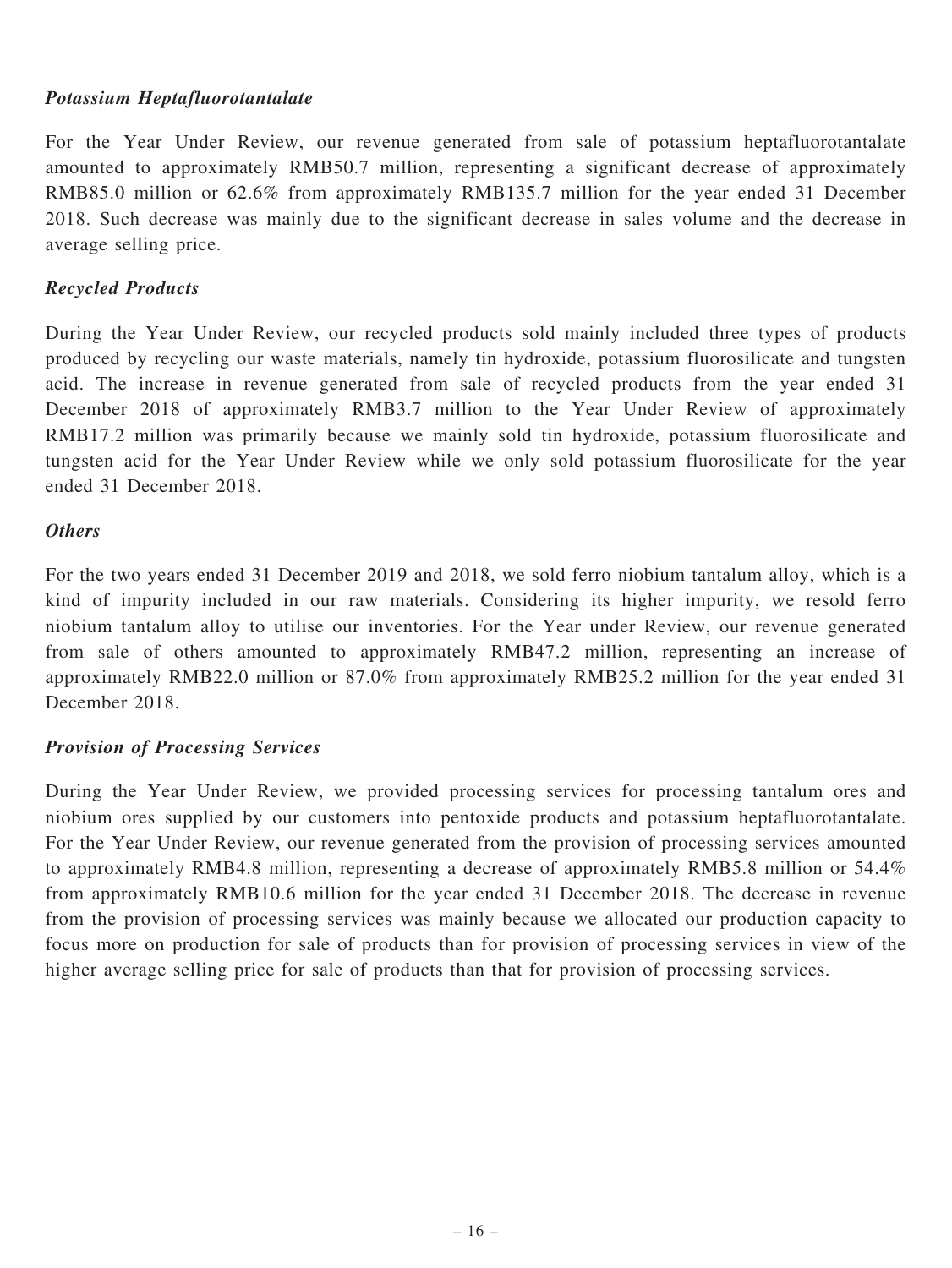*Potassium Heptafluorotantalate*

For the Year Under Review, our revenue generated from sale of potassium heptafluorotantalate amounted to approximately RMB50.7 million, representing a significant decrease of approximately RMB85.0 million or 62.6% from approximately RMB135.7 million for the year ended 31 December 2018. Such decrease was mainly due to the significant decrease in sales volume and the decrease in average selling price.

*Recycled Products*

During the Year Under Review, our recycled products sold mainly included three types of products produced by recycling our waste materials, namely tin hydroxide, potassium fluorosilicate and tungsten acid. The increase in revenue generated from sale of recycled products from the year ended 31 December 2018 of approximately RMB3.7 million to the Year Under Review of approximately RMB17.2 million was primarily because we mainly sold tin hydroxide, potassium fluorosilicate and tungsten acid for the Year Under Review while we only sold potassium fluorosilicate for the year ended 31 December 2018.

*Others*

For the two years ended 31 December 2019 and 2018, we sold ferro niobium tantalum alloy, which is a kind of impurity included in our raw materials. Considering its higher impurity, we resold ferro niobium tantalum alloy to utilise our inventories. For the Year under Review, our revenue generated from sale of others amounted to approximately RMB47.2 million, representing an increase of approximately RMB22.0 million or 87.0% from approximately RMB25.2 million for the year ended 31 December 2018.

*Provision of Processing Services*

During the Year Under Review, we provided processing services for processing tantalum ores and niobium ores supplied by our customers into pentoxide products and potassium heptafluorotantalate. For the Year Under Review, our revenue generated from the provision of processing services amounted to approximately RMB4.8 million, representing a decrease of approximately RMB5.8 million or 54.4% from approximately RMB10.6 million for the year ended 31 December 2018. The decrease in revenue from the provision of processing services was mainly because we allocated our production capacity to focus more on production for sale of products than for provision of processing services in view of the higher average selling price for sale of products than that for provision of processing services.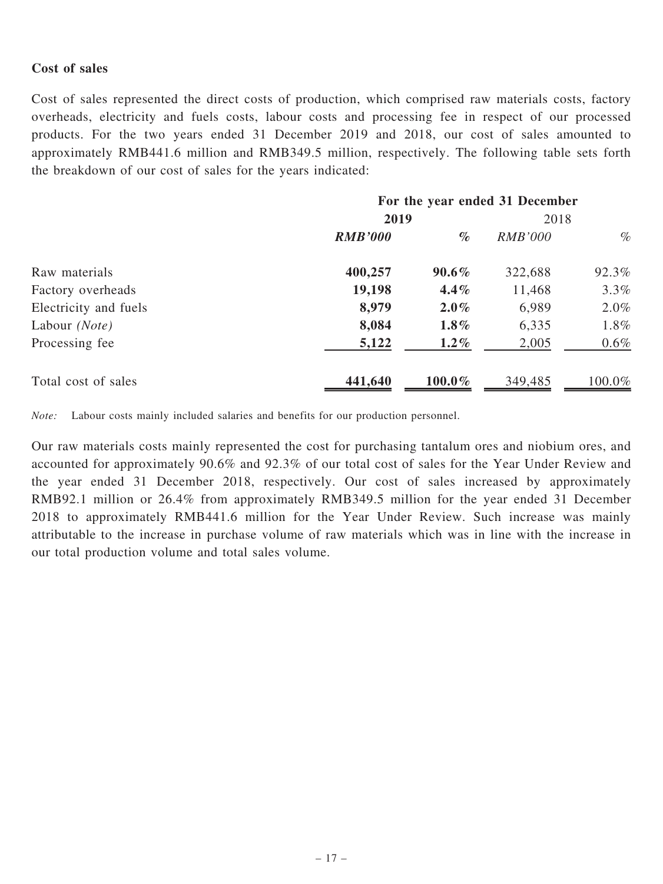**Cost of sales**

Cost of sales represented the direct costs of production, which comprised raw materials costs, factory overheads, electricity and fuels costs, labour costs and processing fee in respect of our processed products. For the two years ended 31 December 2019 and 2018, our cost of sales amounted to approximately RMB441.6 million and RMB349.5 million, respectively. The following table sets forth the breakdown of our cost of sales for the years indicated:

| | For the year ended 31 December | | | |
|---|---|---|---|---|
| | **2019** | | 2018 | |
| | ***RMB'000*** | ***%*** | *RMB'000* | *%* |
| Raw materials | **400,257** | **90.6%** | 322,688 | 92.3% |
| Factory overheads | **19,198** | **4.4%** | 11,468 | 3.3% |
| Electricity and fuels | **8,979** | **2.0%** | 6,989 | 2.0% |
| Labour *(Note)* | **8,084** | **1.8%** | 6,335 | 1.8% |
| Processing fee | **5,122** | **1.2%** | 2,005 | 0.6% |
| Total cost of sales | **441,640** | **100.0%** | 349,485 | 100.0% |

*Note:* Labour costs mainly included salaries and benefits for our production personnel.

Our raw materials costs mainly represented the cost for purchasing tantalum ores and niobium ores, and accounted for approximately 90.6% and 92.3% of our total cost of sales for the Year Under Review and the year ended 31 December 2018, respectively. Our cost of sales increased by approximately RMB92.1 million or 26.4% from approximately RMB349.5 million for the year ended 31 December 2018 to approximately RMB441.6 million for the Year Under Review. Such increase was mainly attributable to the increase in purchase volume of raw materials which was in line with the increase in our total production volume and total sales volume.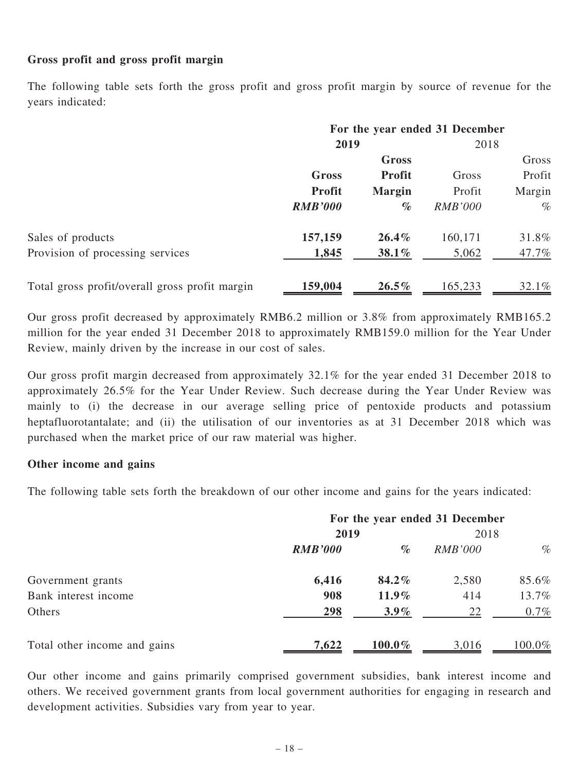**Gross profit and gross profit margin**

The following table sets forth the gross profit and gross profit margin by source of revenue for the years indicated:

| | For the year ended 31 December | | | |
|---|---|---|---|---|
| | **2019** | | 2018 | |
| | **Gross Profit** | **Gross Profit Margin** | Gross Profit | Gross Profit Margin |
| | ***RMB'000*** | ***%*** | *RMB'000* | *%* |
| Sales of products | **157,159** | **26.4%** | 160,171 | 31.8% |
| Provision of processing services | **1,845** | **38.1%** | 5,062 | 47.7% |
| Total gross profit/overall gross profit margin | **159,004** | **26.5%** | 165,233 | 32.1% |

Our gross profit decreased by approximately RMB6.2 million or 3.8% from approximately RMB165.2 million for the year ended 31 December 2018 to approximately RMB159.0 million for the Year Under Review, mainly driven by the increase in our cost of sales.

Our gross profit margin decreased from approximately 32.1% for the year ended 31 December 2018 to approximately 26.5% for the Year Under Review. Such decrease during the Year Under Review was mainly to (i) the decrease in our average selling price of pentoxide products and potassium heptafluorotantalate; and (ii) the utilisation of our inventories as at 31 December 2018 which was purchased when the market price of our raw material was higher.

**Other income and gains**

The following table sets forth the breakdown of our other income and gains for the years indicated:

| | For the year ended 31 December | | | |
|---|---|---|---|---|
| | **2019** | | 2018 | |
| | ***RMB'000*** | ***%*** | *RMB'000* | *%* |
| Government grants | **6,416** | **84.2%** | 2,580 | 85.6% |
| Bank interest income | **908** | **11.9%** | 414 | 13.7% |
| Others | **298** | **3.9%** | 22 | 0.7% |
| Total other income and gains | **7,622** | **100.0%** | 3,016 | 100.0% |

Our other income and gains primarily comprised government subsidies, bank interest income and others. We received government grants from local government authorities for engaging in research and development activities. Subsidies vary from year to year.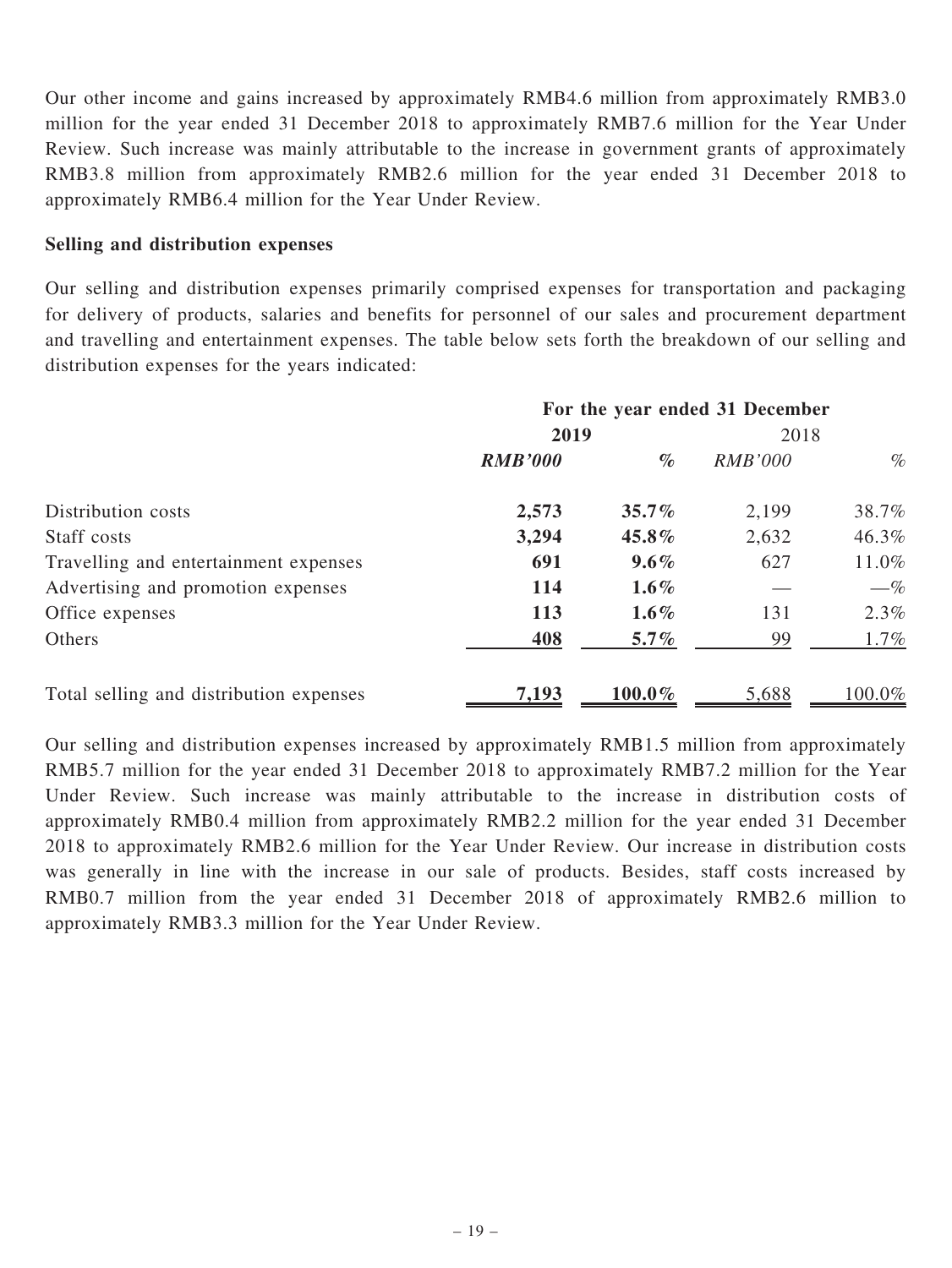Our other income and gains increased by approximately RMB4.6 million from approximately RMB3.0 million for the year ended 31 December 2018 to approximately RMB7.6 million for the Year Under Review. Such increase was mainly attributable to the increase in government grants of approximately RMB3.8 million from approximately RMB2.6 million for the year ended 31 December 2018 to approximately RMB6.4 million for the Year Under Review.

**Selling and distribution expenses**

Our selling and distribution expenses primarily comprised expenses for transportation and packaging for delivery of products, salaries and benefits for personnel of our sales and procurement department and travelling and entertainment expenses. The table below sets forth the breakdown of our selling and distribution expenses for the years indicated:

| | For the year ended 31 December | | | |
|---|---|---|---|---|
| | **2019** | | 2018 | |
| | ***RMB'000*** | ***%*** | *RMB'000* | *%* |
| Distribution costs | **2,573** | **35.7%** | 2,199 | 38.7% |
| Staff costs | **3,294** | **45.8%** | 2,632 | 46.3% |
| Travelling and entertainment expenses | **691** | **9.6%** | 627 | 11.0% |
| Advertising and promotion expenses | **114** | **1.6%** | — | —% |
| Office expenses | **113** | **1.6%** | 131 | 2.3% |
| Others | **408** | **5.7%** | 99 | 1.7% |
| Total selling and distribution expenses | **7,193** | **100.0%** | 5,688 | 100.0% |

Our selling and distribution expenses increased by approximately RMB1.5 million from approximately RMB5.7 million for the year ended 31 December 2018 to approximately RMB7.2 million for the Year Under Review. Such increase was mainly attributable to the increase in distribution costs of approximately RMB0.4 million from approximately RMB2.2 million for the year ended 31 December 2018 to approximately RMB2.6 million for the Year Under Review. Our increase in distribution costs was generally in line with the increase in our sale of products. Besides, staff costs increased by RMB0.7 million from the year ended 31 December 2018 of approximately RMB2.6 million to approximately RMB3.3 million for the Year Under Review.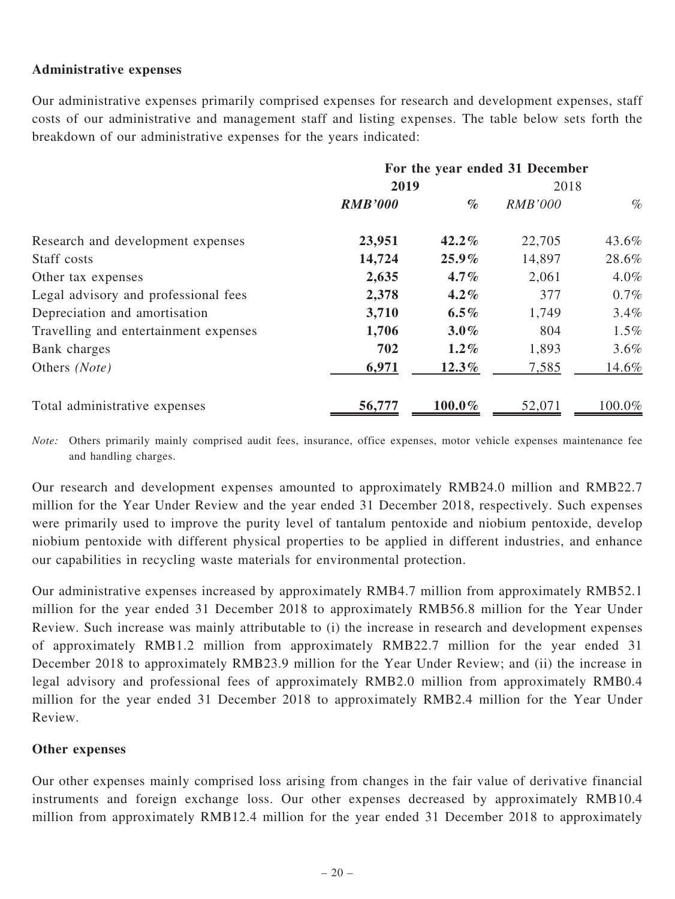**Administrative expenses**

Our administrative expenses primarily comprised expenses for research and development expenses, staff costs of our administrative and management staff and listing expenses. The table below sets forth the breakdown of our administrative expenses for the years indicated:

| | For the year ended 31 December | | | |
|---|---|---|---|---|
| | **2019** | | 2018 | |
| | ***RMB'000*** | ***%*** | *RMB'000* | *%* |
| Research and development expenses | **23,951** | **42.2%** | 22,705 | 43.6% |
| Staff costs | **14,724** | **25.9%** | 14,897 | 28.6% |
| Other tax expenses | **2,635** | **4.7%** | 2,061 | 4.0% |
| Legal advisory and professional fees | **2,378** | **4.2%** | 377 | 0.7% |
| Depreciation and amortisation | **3,710** | **6.5%** | 1,749 | 3.4% |
| Travelling and entertainment expenses | **1,706** | **3.0%** | 804 | 1.5% |
| Bank charges | **702** | **1.2%** | 1,893 | 3.6% |
| Others *(Note)* | **6,971** | **12.3%** | 7,585 | 14.6% |
| Total administrative expenses | **56,777** | **100.0%** | 52,071 | 100.0% |

*Note:* Others primarily mainly comprised audit fees, insurance, office expenses, motor vehicle expenses maintenance fee and handling charges.

Our research and development expenses amounted to approximately RMB24.0 million and RMB22.7 million for the Year Under Review and the year ended 31 December 2018, respectively. Such expenses were primarily used to improve the purity level of tantalum pentoxide and niobium pentoxide, develop niobium pentoxide with different physical properties to be applied in different industries, and enhance our capabilities in recycling waste materials for environmental protection.

Our administrative expenses increased by approximately RMB4.7 million from approximately RMB52.1 million for the year ended 31 December 2018 to approximately RMB56.8 million for the Year Under Review. Such increase was mainly attributable to (i) the increase in research and development expenses of approximately RMB1.2 million from approximately RMB22.7 million for the year ended 31 December 2018 to approximately RMB23.9 million for the Year Under Review; and (ii) the increase in legal advisory and professional fees of approximately RMB2.0 million from approximately RMB0.4 million for the year ended 31 December 2018 to approximately RMB2.4 million for the Year Under Review.

**Other expenses**

Our other expenses mainly comprised loss arising from changes in the fair value of derivative financial instruments and foreign exchange loss. Our other expenses decreased by approximately RMB10.4 million from approximately RMB12.4 million for the year ended 31 December 2018 to approximately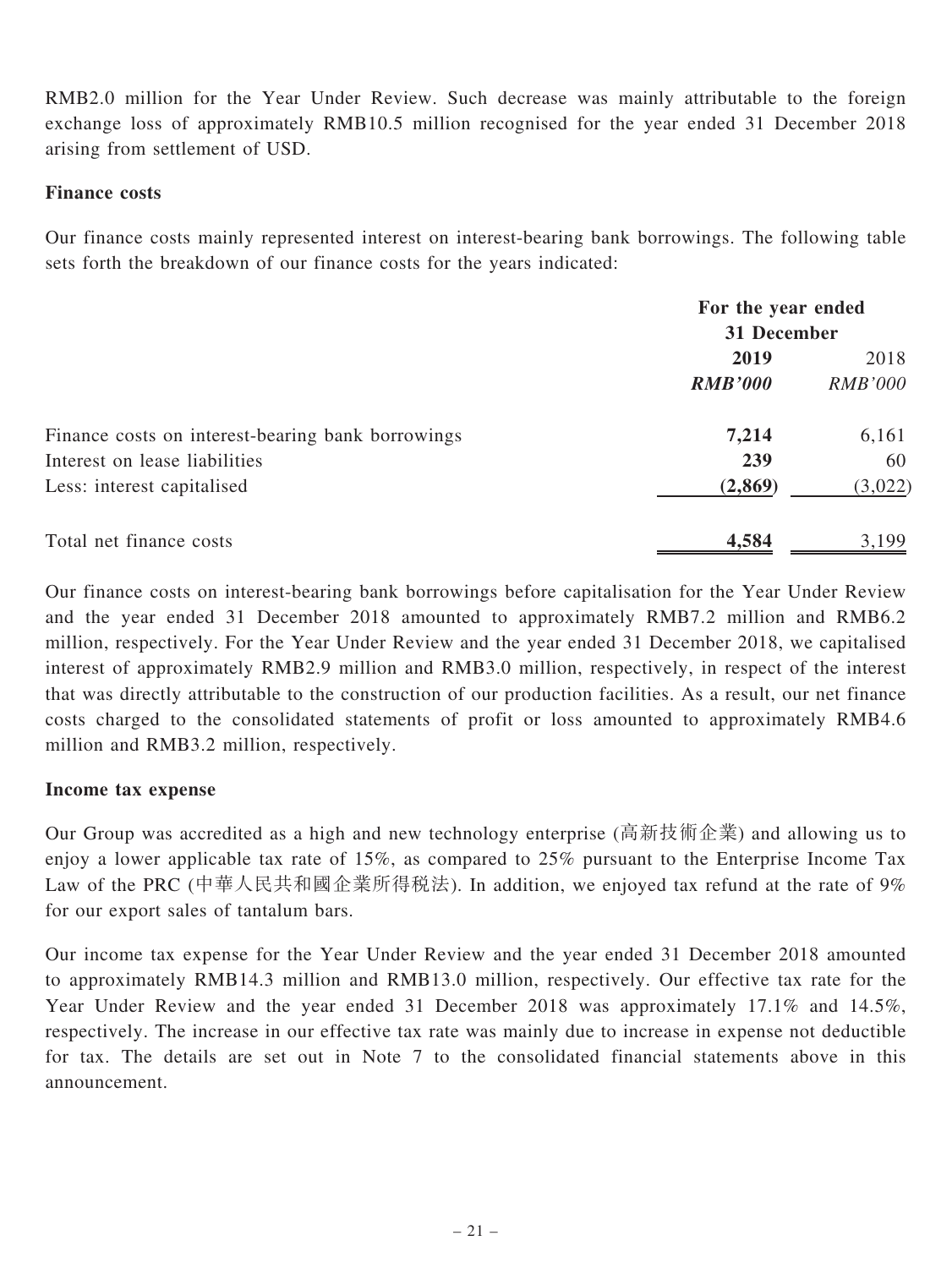RMB2.0 million for the Year Under Review. Such decrease was mainly attributable to the foreign exchange loss of approximately RMB10.5 million recognised for the year ended 31 December 2018 arising from settlement of USD.

**Finance costs**

Our finance costs mainly represented interest on interest-bearing bank borrowings. The following table sets forth the breakdown of our finance costs for the years indicated:

| | For the year ended 31 December | |
|---|---|---|
| | **2019** | 2018 |
| | ***RMB'000*** | *RMB'000* |
| Finance costs on interest-bearing bank borrowings | **7,214** | 6,161 |
| Interest on lease liabilities | **239** | 60 |
| Less: interest capitalised | **(2,869)** | (3,022) |
| Total net finance costs | **4,584** | 3,199 |

Our finance costs on interest-bearing bank borrowings before capitalisation for the Year Under Review and the year ended 31 December 2018 amounted to approximately RMB7.2 million and RMB6.2 million, respectively. For the Year Under Review and the year ended 31 December 2018, we capitalised interest of approximately RMB2.9 million and RMB3.0 million, respectively, in respect of the interest that was directly attributable to the construction of our production facilities. As a result, our net finance costs charged to the consolidated statements of profit or loss amounted to approximately RMB4.6 million and RMB3.2 million, respectively.

**Income tax expense**

Our Group was accredited as a high and new technology enterprise (高新技術企業) and allowing us to enjoy a lower applicable tax rate of 15%, as compared to 25% pursuant to the Enterprise Income Tax Law of the PRC (中華人民共和國企業所得稅法). In addition, we enjoyed tax refund at the rate of 9% for our export sales of tantalum bars.

Our income tax expense for the Year Under Review and the year ended 31 December 2018 amounted to approximately RMB14.3 million and RMB13.0 million, respectively. Our effective tax rate for the Year Under Review and the year ended 31 December 2018 was approximately 17.1% and 14.5%, respectively. The increase in our effective tax rate was mainly due to increase in expense not deductible for tax. The details are set out in Note 7 to the consolidated financial statements above in this announcement.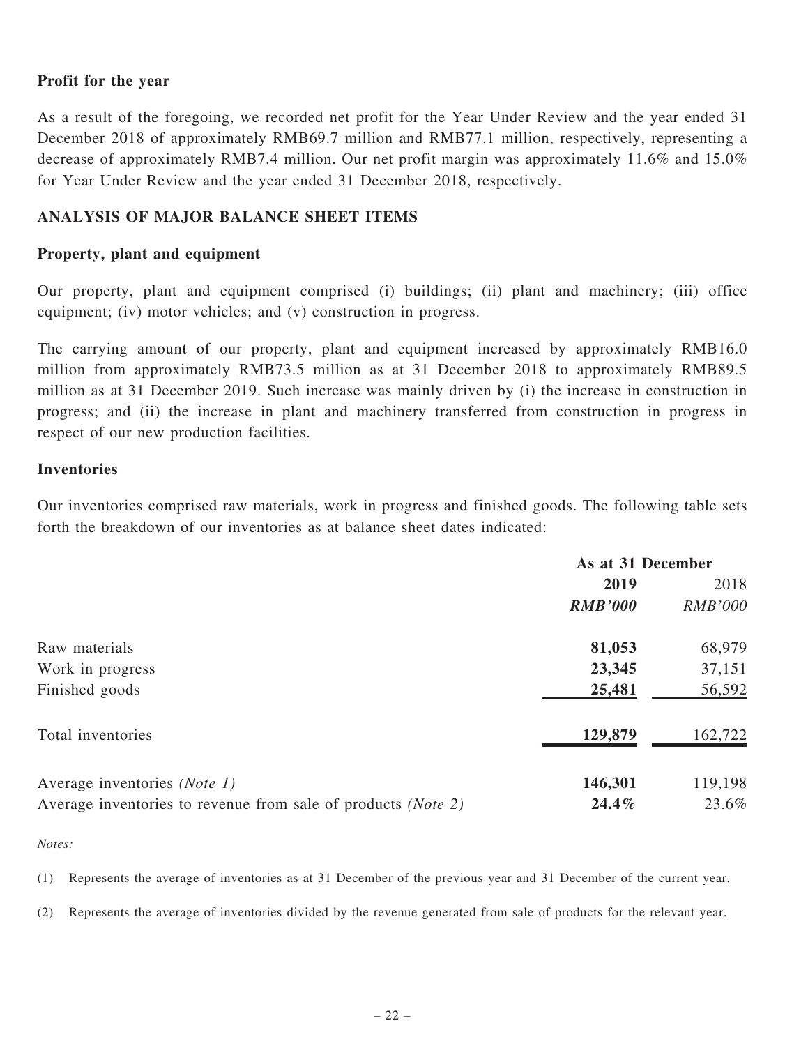### Profit for the year

As a result of the foregoing, we recorded net profit for the Year Under Review and the year ended 31 December 2018 of approximately RMB69.7 million and RMB77.1 million, respectively, representing a decrease of approximately RMB7.4 million. Our net profit margin was approximately 11.6% and 15.0% for Year Under Review and the year ended 31 December 2018, respectively.

## ANALYSIS OF MAJOR BALANCE SHEET ITEMS

### Property, plant and equipment

Our property, plant and equipment comprised (i) buildings; (ii) plant and machinery; (iii) office equipment; (iv) motor vehicles; and (v) construction in progress.

The carrying amount of our property, plant and equipment increased by approximately RMB16.0 million from approximately RMB73.5 million as at 31 December 2018 to approximately RMB89.5 million as at 31 December 2019. Such increase was mainly driven by (i) the increase in construction in progress; and (ii) the increase in plant and machinery transferred from construction in progress in respect of our new production facilities.

### Inventories

Our inventories comprised raw materials, work in progress and finished goods. The following table sets forth the breakdown of our inventories as at balance sheet dates indicated:

| | As at 31 December | |
|---|---|---|
| | **2019** | 2018 |
| | ***RMB'000*** | *RMB'000* |
| Raw materials | **81,053** | 68,979 |
| Work in progress | **23,345** | 37,151 |
| Finished goods | **25,481** | 56,592 |
| Total inventories | **129,879** | 162,722 |
| Average inventories *(Note 1)* | **146,301** | 119,198 |
| Average inventories to revenue from sale of products *(Note 2)* | **24.4%** | 23.6% |

*Notes:*

(1) Represents the average of inventories as at 31 December of the previous year and 31 December of the current year.

(2) Represents the average of inventories divided by the revenue generated from sale of products for the relevant year.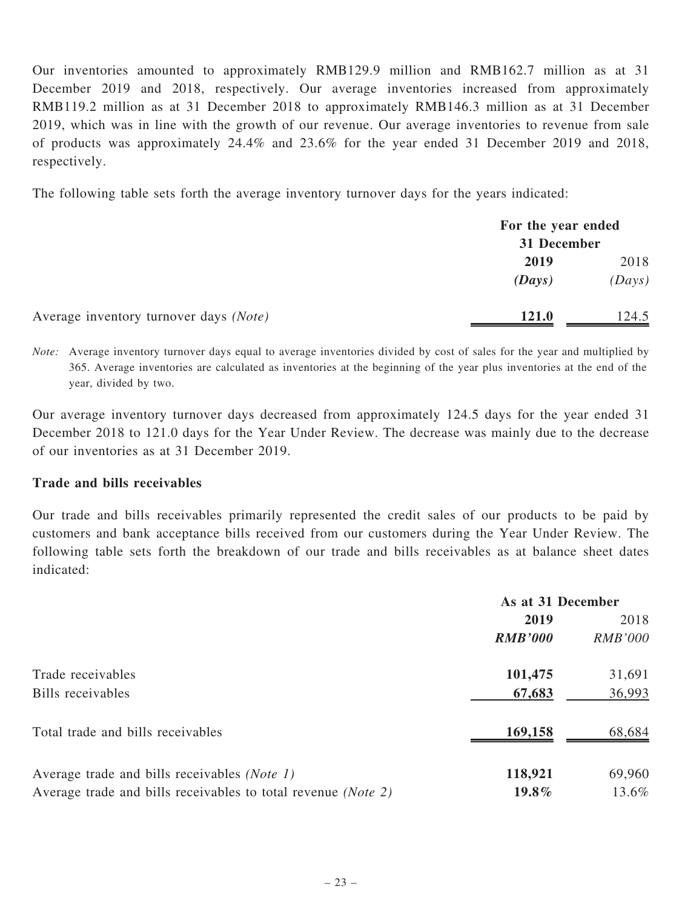Our inventories amounted to approximately RMB129.9 million and RMB162.7 million as at 31 December 2019 and 2018, respectively. Our average inventories increased from approximately RMB119.2 million as at 31 December 2018 to approximately RMB146.3 million as at 31 December 2019, which was in line with the growth of our revenue. Our average inventories to revenue from sale of products was approximately 24.4% and 23.6% for the year ended 31 December 2019 and 2018, respectively.

The following table sets forth the average inventory turnover days for the years indicated:

| | For the year ended 31 December | |
|---|---|---|
| | **2019** | 2018 |
| | ***(Days)*** | *(Days)* |
| Average inventory turnover days *(Note)* | **121.0** | 124.5 |

*Note:* Average inventory turnover days equal to average inventories divided by cost of sales for the year and multiplied by 365. Average inventories are calculated as inventories at the beginning of the year plus inventories at the end of the year, divided by two.

Our average inventory turnover days decreased from approximately 124.5 days for the year ended 31 December 2018 to 121.0 days for the Year Under Review. The decrease was mainly due to the decrease of our inventories as at 31 December 2019.

### Trade and bills receivables

Our trade and bills receivables primarily represented the credit sales of our products to be paid by customers and bank acceptance bills received from our customers during the Year Under Review. The following table sets forth the breakdown of our trade and bills receivables as at balance sheet dates indicated:

| | As at 31 December | |
|---|---|---|
| | **2019** | 2018 |
| | ***RMB'000*** | *RMB'000* |
| Trade receivables | **101,475** | 31,691 |
| Bills receivables | **67,683** | 36,993 |
| Total trade and bills receivables | **169,158** | 68,684 |
| Average trade and bills receivables *(Note 1)* | **118,921** | 69,960 |
| Average trade and bills receivables to total revenue *(Note 2)* | **19.8%** | 13.6% |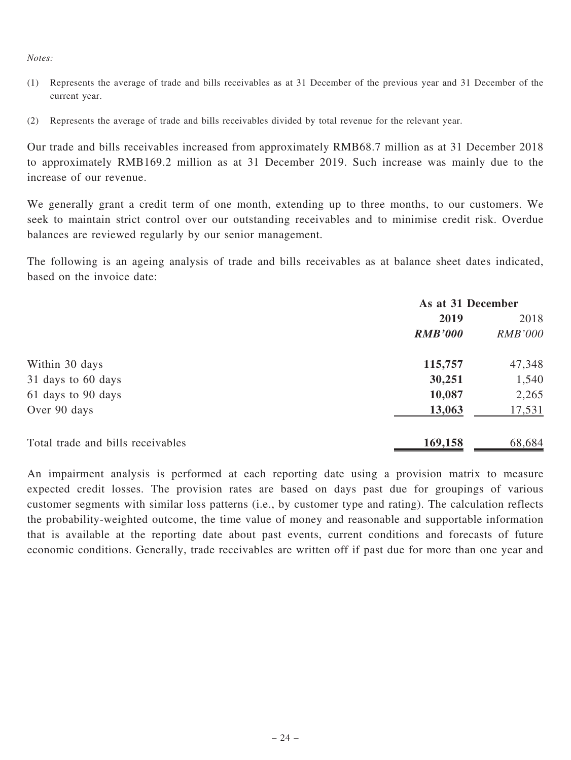*Notes:*

(1) Represents the average of trade and bills receivables as at 31 December of the previous year and 31 December of the current year.

(2) Represents the average of trade and bills receivables divided by total revenue for the relevant year.

Our trade and bills receivables increased from approximately RMB68.7 million as at 31 December 2018 to approximately RMB169.2 million as at 31 December 2019. Such increase was mainly due to the increase of our revenue.

We generally grant a credit term of one month, extending up to three months, to our customers. We seek to maintain strict control over our outstanding receivables and to minimise credit risk. Overdue balances are reviewed regularly by our senior management.

The following is an ageing analysis of trade and bills receivables as at balance sheet dates indicated, based on the invoice date:

| | As at 31 December | |
|---|---|---|
| | **2019** | 2018 |
| | ***RMB'000*** | *RMB'000* |
| Within 30 days | **115,757** | 47,348 |
| 31 days to 60 days | **30,251** | 1,540 |
| 61 days to 90 days | **10,087** | 2,265 |
| Over 90 days | **13,063** | 17,531 |
| Total trade and bills receivables | **169,158** | 68,684 |

An impairment analysis is performed at each reporting date using a provision matrix to measure expected credit losses. The provision rates are based on days past due for groupings of various customer segments with similar loss patterns (i.e., by customer type and rating). The calculation reflects the probability-weighted outcome, the time value of money and reasonable and supportable information that is available at the reporting date about past events, current conditions and forecasts of future economic conditions. Generally, trade receivables are written off if past due for more than one year and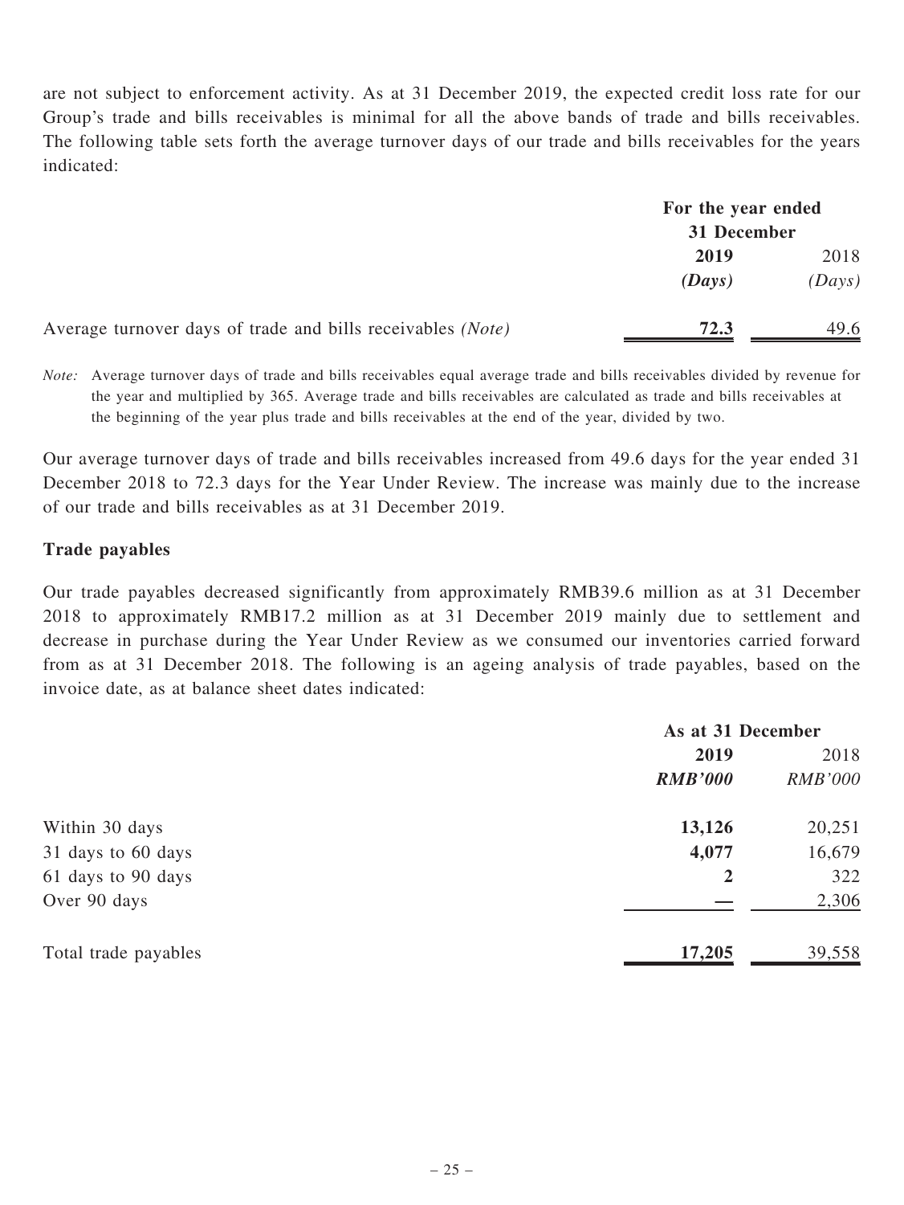are not subject to enforcement activity. As at 31 December 2019, the expected credit loss rate for our Group's trade and bills receivables is minimal for all the above bands of trade and bills receivables. The following table sets forth the average turnover days of our trade and bills receivables for the years indicated:

| | For the year ended 31 December | |
|---|---|---|
| | **2019** | 2018 |
| | ***(Days)*** | *(Days)* |
| Average turnover days of trade and bills receivables *(Note)* | **72.3** | 49.6 |

*Note:* Average turnover days of trade and bills receivables equal average trade and bills receivables divided by revenue for the year and multiplied by 365. Average trade and bills receivables are calculated as trade and bills receivables at the beginning of the year plus trade and bills receivables at the end of the year, divided by two.

Our average turnover days of trade and bills receivables increased from 49.6 days for the year ended 31 December 2018 to 72.3 days for the Year Under Review. The increase was mainly due to the increase of our trade and bills receivables as at 31 December 2019.

### Trade payables

Our trade payables decreased significantly from approximately RMB39.6 million as at 31 December 2018 to approximately RMB17.2 million as at 31 December 2019 mainly due to settlement and decrease in purchase during the Year Under Review as we consumed our inventories carried forward from as at 31 December 2018. The following is an ageing analysis of trade payables, based on the invoice date, as at balance sheet dates indicated:

| | As at 31 December | |
|---|---|---|
| | **2019** | 2018 |
| | ***RMB'000*** | *RMB'000* |
| Within 30 days | **13,126** | 20,251 |
| 31 days to 60 days | **4,077** | 16,679 |
| 61 days to 90 days | **2** | 322 |
| Over 90 days | **—** | 2,306 |
| Total trade payables | **17,205** | 39,558 |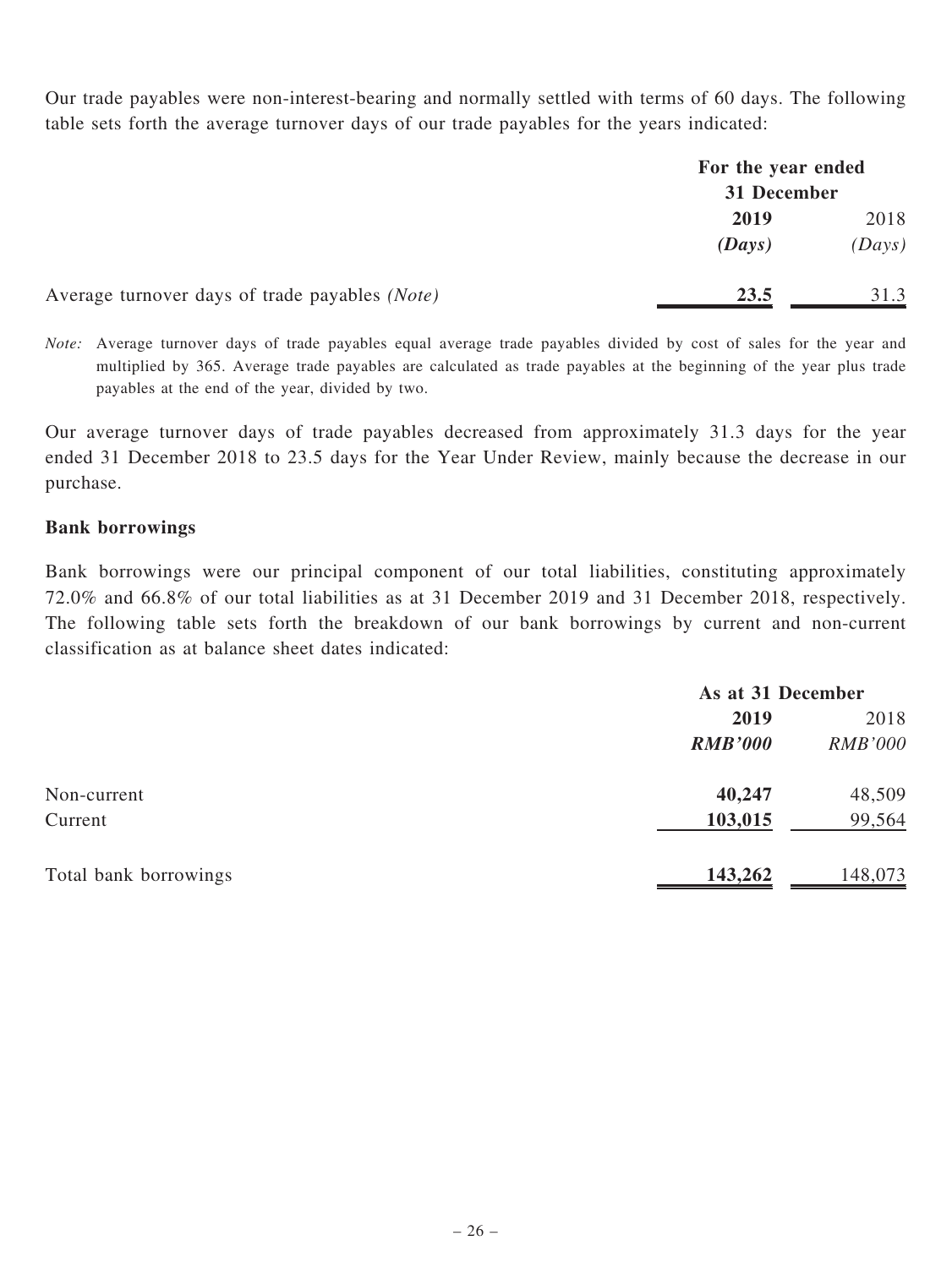Our trade payables were non-interest-bearing and normally settled with terms of 60 days. The following table sets forth the average turnover days of our trade payables for the years indicated:

| | For the year ended 31 December | |
|---|---|---|
| | **2019** | 2018 |
| | ***(Days)*** | *(Days)* |
| Average turnover days of trade payables *(Note)* | **23.5** | 31.3 |

*Note:* Average turnover days of trade payables equal average trade payables divided by cost of sales for the year and multiplied by 365. Average trade payables are calculated as trade payables at the beginning of the year plus trade payables at the end of the year, divided by two.

Our average turnover days of trade payables decreased from approximately 31.3 days for the year ended 31 December 2018 to 23.5 days for the Year Under Review, mainly because the decrease in our purchase.

**Bank borrowings**

Bank borrowings were our principal component of our total liabilities, constituting approximately 72.0% and 66.8% of our total liabilities as at 31 December 2019 and 31 December 2018, respectively. The following table sets forth the breakdown of our bank borrowings by current and non-current classification as at balance sheet dates indicated:

| | As at 31 December | |
|---|---|---|
| | **2019** | 2018 |
| | ***RMB'000*** | *RMB'000* |
| Non-current | **40,247** | 48,509 |
| Current | **103,015** | 99,564 |
| Total bank borrowings | **143,262** | 148,073 |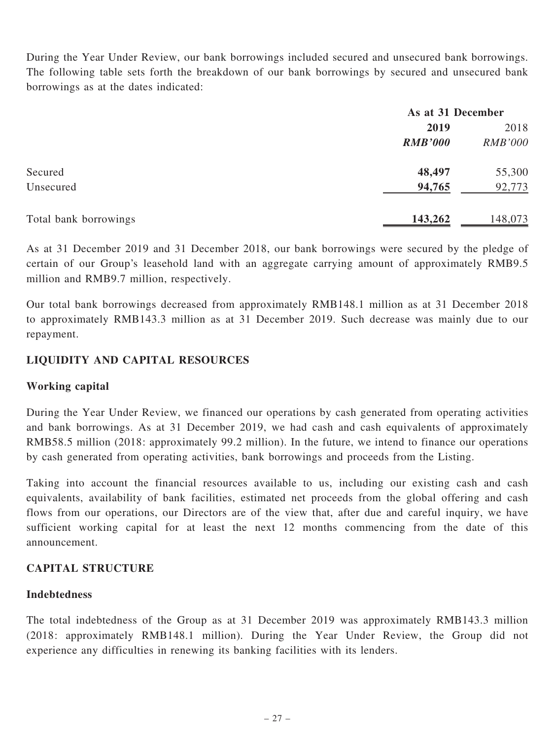During the Year Under Review, our bank borrowings included secured and unsecured bank borrowings. The following table sets forth the breakdown of our bank borrowings by secured and unsecured bank borrowings as at the dates indicated:

| | As at 31 December | |
|---|---|---|
| | **2019** | 2018 |
| | ***RMB'000*** | *RMB'000* |
| Secured | **48,497** | 55,300 |
| Unsecured | **94,765** | 92,773 |
| Total bank borrowings | **143,262** | 148,073 |

As at 31 December 2019 and 31 December 2018, our bank borrowings were secured by the pledge of certain of our Group's leasehold land with an aggregate carrying amount of approximately RMB9.5 million and RMB9.7 million, respectively.

Our total bank borrowings decreased from approximately RMB148.1 million as at 31 December 2018 to approximately RMB143.3 million as at 31 December 2019. Such decrease was mainly due to our repayment.

## LIQUIDITY AND CAPITAL RESOURCES

### Working capital

During the Year Under Review, we financed our operations by cash generated from operating activities and bank borrowings. As at 31 December 2019, we had cash and cash equivalents of approximately RMB58.5 million (2018: approximately 99.2 million). In the future, we intend to finance our operations by cash generated from operating activities, bank borrowings and proceeds from the Listing.

Taking into account the financial resources available to us, including our existing cash and cash equivalents, availability of bank facilities, estimated net proceeds from the global offering and cash flows from our operations, our Directors are of the view that, after due and careful inquiry, we have sufficient working capital for at least the next 12 months commencing from the date of this announcement.

## CAPITAL STRUCTURE

### Indebtedness

The total indebtedness of the Group as at 31 December 2019 was approximately RMB143.3 million (2018: approximately RMB148.1 million). During the Year Under Review, the Group did not experience any difficulties in renewing its banking facilities with its lenders.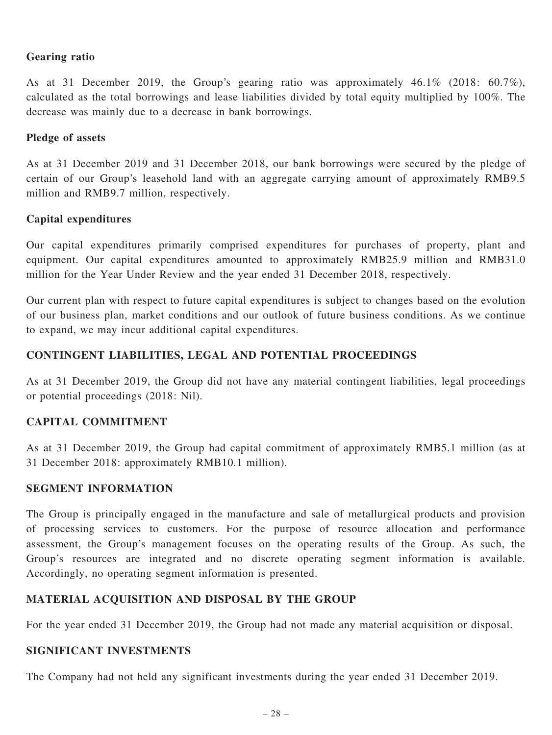**Gearing ratio**

As at 31 December 2019, the Group's gearing ratio was approximately 46.1% (2018: 60.7%), calculated as the total borrowings and lease liabilities divided by total equity multiplied by 100%. The decrease was mainly due to a decrease in bank borrowings.

**Pledge of assets**

As at 31 December 2019 and 31 December 2018, our bank borrowings were secured by the pledge of certain of our Group's leasehold land with an aggregate carrying amount of approximately RMB9.5 million and RMB9.7 million, respectively.

**Capital expenditures**

Our capital expenditures primarily comprised expenditures for purchases of property, plant and equipment. Our capital expenditures amounted to approximately RMB25.9 million and RMB31.0 million for the Year Under Review and the year ended 31 December 2018, respectively.

Our current plan with respect to future capital expenditures is subject to changes based on the evolution of our business plan, market conditions and our outlook of future business conditions. As we continue to expand, we may incur additional capital expenditures.

## CONTINGENT LIABILITIES, LEGAL AND POTENTIAL PROCEEDINGS

As at 31 December 2019, the Group did not have any material contingent liabilities, legal proceedings or potential proceedings (2018: Nil).

## CAPITAL COMMITMENT

As at 31 December 2019, the Group had capital commitment of approximately RMB5.1 million (as at 31 December 2018: approximately RMB10.1 million).

## SEGMENT INFORMATION

The Group is principally engaged in the manufacture and sale of metallurgical products and provision of processing services to customers. For the purpose of resource allocation and performance assessment, the Group's management focuses on the operating results of the Group. As such, the Group's resources are integrated and no discrete operating segment information is available. Accordingly, no operating segment information is presented.

## MATERIAL ACQUISITION AND DISPOSAL BY THE GROUP

For the year ended 31 December 2019, the Group had not made any material acquisition or disposal.

## SIGNIFICANT INVESTMENTS

The Company had not held any significant investments during the year ended 31 December 2019.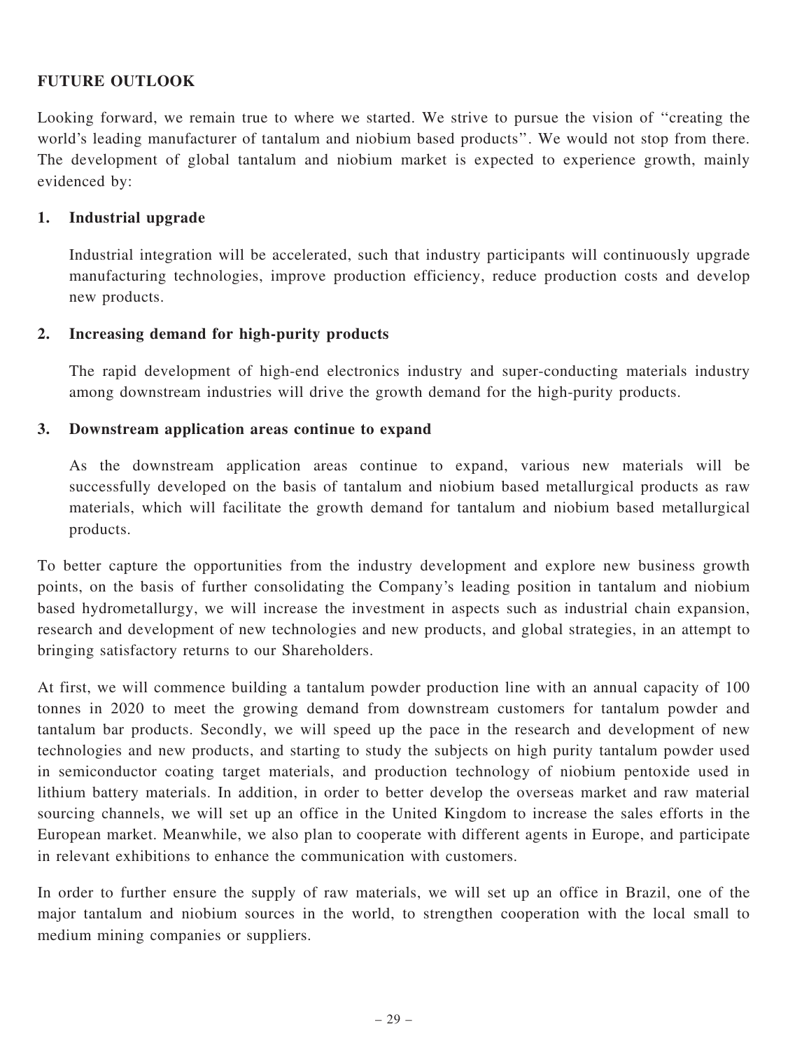## FUTURE OUTLOOK

Looking forward, we remain true to where we started. We strive to pursue the vision of "creating the world's leading manufacturer of tantalum and niobium based products". We would not stop from there. The development of global tantalum and niobium market is expected to experience growth, mainly evidenced by:

### 1. Industrial upgrade

Industrial integration will be accelerated, such that industry participants will continuously upgrade manufacturing technologies, improve production efficiency, reduce production costs and develop new products.

### 2. Increasing demand for high-purity products

The rapid development of high-end electronics industry and super-conducting materials industry among downstream industries will drive the growth demand for the high-purity products.

### 3. Downstream application areas continue to expand

As the downstream application areas continue to expand, various new materials will be successfully developed on the basis of tantalum and niobium based metallurgical products as raw materials, which will facilitate the growth demand for tantalum and niobium based metallurgical products.

To better capture the opportunities from the industry development and explore new business growth points, on the basis of further consolidating the Company's leading position in tantalum and niobium based hydrometallurgy, we will increase the investment in aspects such as industrial chain expansion, research and development of new technologies and new products, and global strategies, in an attempt to bringing satisfactory returns to our Shareholders.

At first, we will commence building a tantalum powder production line with an annual capacity of 100 tonnes in 2020 to meet the growing demand from downstream customers for tantalum powder and tantalum bar products. Secondly, we will speed up the pace in the research and development of new technologies and new products, and starting to study the subjects on high purity tantalum powder used in semiconductor coating target materials, and production technology of niobium pentoxide used in lithium battery materials. In addition, in order to better develop the overseas market and raw material sourcing channels, we will set up an office in the United Kingdom to increase the sales efforts in the European market. Meanwhile, we also plan to cooperate with different agents in Europe, and participate in relevant exhibitions to enhance the communication with customers.

In order to further ensure the supply of raw materials, we will set up an office in Brazil, one of the major tantalum and niobium sources in the world, to strengthen cooperation with the local small to medium mining companies or suppliers.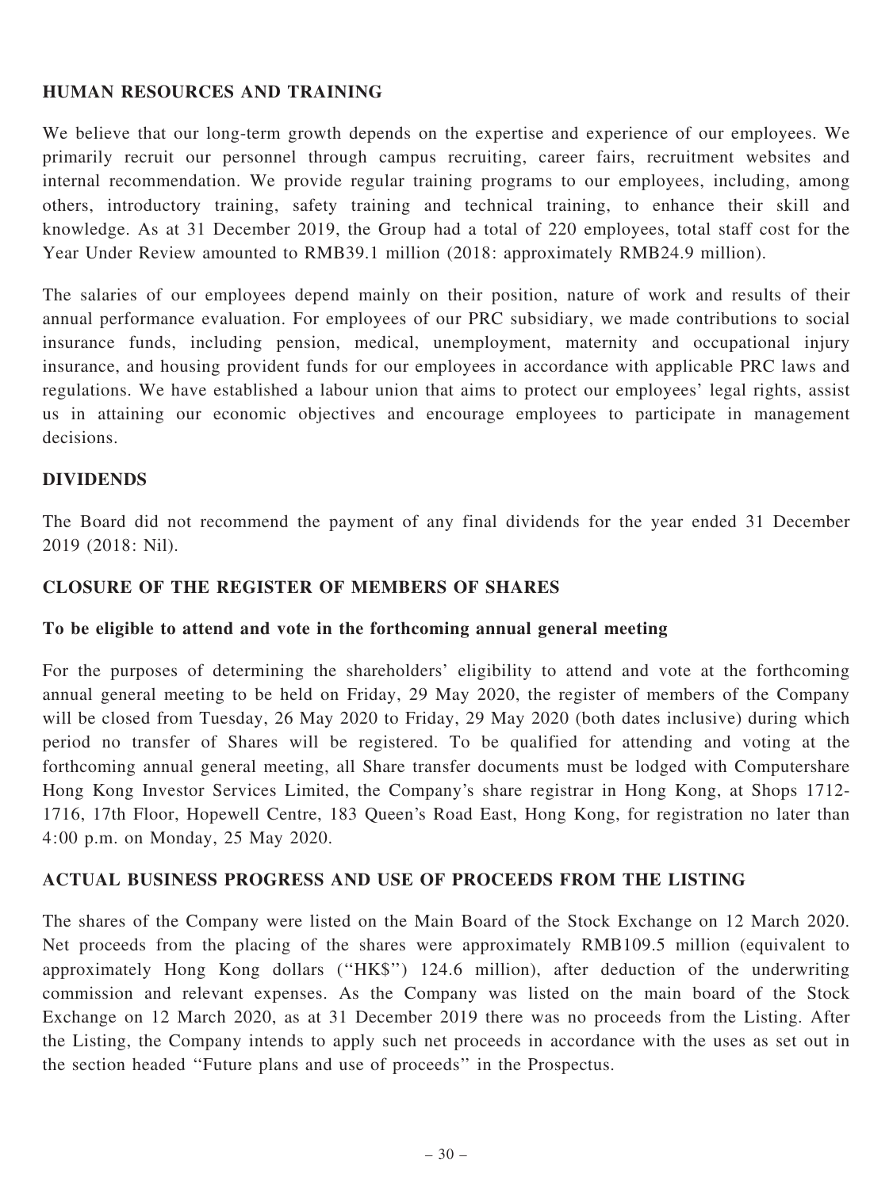## HUMAN RESOURCES AND TRAINING

We believe that our long-term growth depends on the expertise and experience of our employees. We primarily recruit our personnel through campus recruiting, career fairs, recruitment websites and internal recommendation. We provide regular training programs to our employees, including, among others, introductory training, safety training and technical training, to enhance their skill and knowledge. As at 31 December 2019, the Group had a total of 220 employees, total staff cost for the Year Under Review amounted to RMB39.1 million (2018: approximately RMB24.9 million).

The salaries of our employees depend mainly on their position, nature of work and results of their annual performance evaluation. For employees of our PRC subsidiary, we made contributions to social insurance funds, including pension, medical, unemployment, maternity and occupational injury insurance, and housing provident funds for our employees in accordance with applicable PRC laws and regulations. We have established a labour union that aims to protect our employees' legal rights, assist us in attaining our economic objectives and encourage employees to participate in management decisions.

## DIVIDENDS

The Board did not recommend the payment of any final dividends for the year ended 31 December 2019 (2018: Nil).

## CLOSURE OF THE REGISTER OF MEMBERS OF SHARES

### To be eligible to attend and vote in the forthcoming annual general meeting

For the purposes of determining the shareholders' eligibility to attend and vote at the forthcoming annual general meeting to be held on Friday, 29 May 2020, the register of members of the Company will be closed from Tuesday, 26 May 2020 to Friday, 29 May 2020 (both dates inclusive) during which period no transfer of Shares will be registered. To be qualified for attending and voting at the forthcoming annual general meeting, all Share transfer documents must be lodged with Computershare Hong Kong Investor Services Limited, the Company's share registrar in Hong Kong, at Shops 1712-1716, 17th Floor, Hopewell Centre, 183 Queen's Road East, Hong Kong, for registration no later than 4:00 p.m. on Monday, 25 May 2020.

## ACTUAL BUSINESS PROGRESS AND USE OF PROCEEDS FROM THE LISTING

The shares of the Company were listed on the Main Board of the Stock Exchange on 12 March 2020. Net proceeds from the placing of the shares were approximately RMB109.5 million (equivalent to approximately Hong Kong dollars (''HK$'') 124.6 million), after deduction of the underwriting commission and relevant expenses. As the Company was listed on the main board of the Stock Exchange on 12 March 2020, as at 31 December 2019 there was no proceeds from the Listing. After the Listing, the Company intends to apply such net proceeds in accordance with the uses as set out in the section headed ''Future plans and use of proceeds'' in the Prospectus.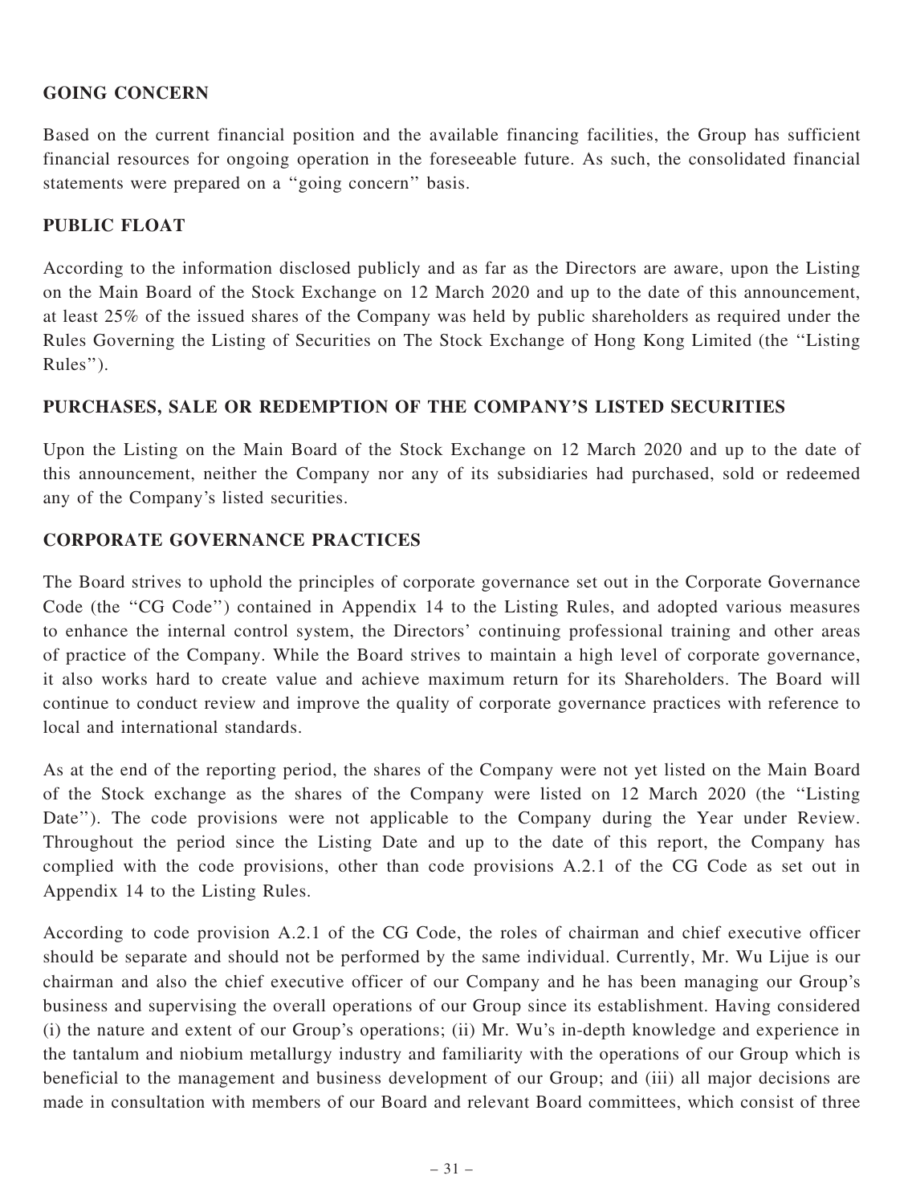## GOING CONCERN

Based on the current financial position and the available financing facilities, the Group has sufficient financial resources for ongoing operation in the foreseeable future. As such, the consolidated financial statements were prepared on a ''going concern'' basis.

## PUBLIC FLOAT

According to the information disclosed publicly and as far as the Directors are aware, upon the Listing on the Main Board of the Stock Exchange on 12 March 2020 and up to the date of this announcement, at least 25% of the issued shares of the Company was held by public shareholders as required under the Rules Governing the Listing of Securities on The Stock Exchange of Hong Kong Limited (the ''Listing Rules'').

## PURCHASES, SALE OR REDEMPTION OF THE COMPANY'S LISTED SECURITIES

Upon the Listing on the Main Board of the Stock Exchange on 12 March 2020 and up to the date of this announcement, neither the Company nor any of its subsidiaries had purchased, sold or redeemed any of the Company's listed securities.

## CORPORATE GOVERNANCE PRACTICES

The Board strives to uphold the principles of corporate governance set out in the Corporate Governance Code (the ''CG Code'') contained in Appendix 14 to the Listing Rules, and adopted various measures to enhance the internal control system, the Directors' continuing professional training and other areas of practice of the Company. While the Board strives to maintain a high level of corporate governance, it also works hard to create value and achieve maximum return for its Shareholders. The Board will continue to conduct review and improve the quality of corporate governance practices with reference to local and international standards.

As at the end of the reporting period, the shares of the Company were not yet listed on the Main Board of the Stock exchange as the shares of the Company were listed on 12 March 2020 (the ''Listing Date''). The code provisions were not applicable to the Company during the Year under Review. Throughout the period since the Listing Date and up to the date of this report, the Company has complied with the code provisions, other than code provisions A.2.1 of the CG Code as set out in Appendix 14 to the Listing Rules.

According to code provision A.2.1 of the CG Code, the roles of chairman and chief executive officer should be separate and should not be performed by the same individual. Currently, Mr. Wu Lijue is our chairman and also the chief executive officer of our Company and he has been managing our Group's business and supervising the overall operations of our Group since its establishment. Having considered (i) the nature and extent of our Group's operations; (ii) Mr. Wu's in-depth knowledge and experience in the tantalum and niobium metallurgy industry and familiarity with the operations of our Group which is beneficial to the management and business development of our Group; and (iii) all major decisions are made in consultation with members of our Board and relevant Board committees, which consist of three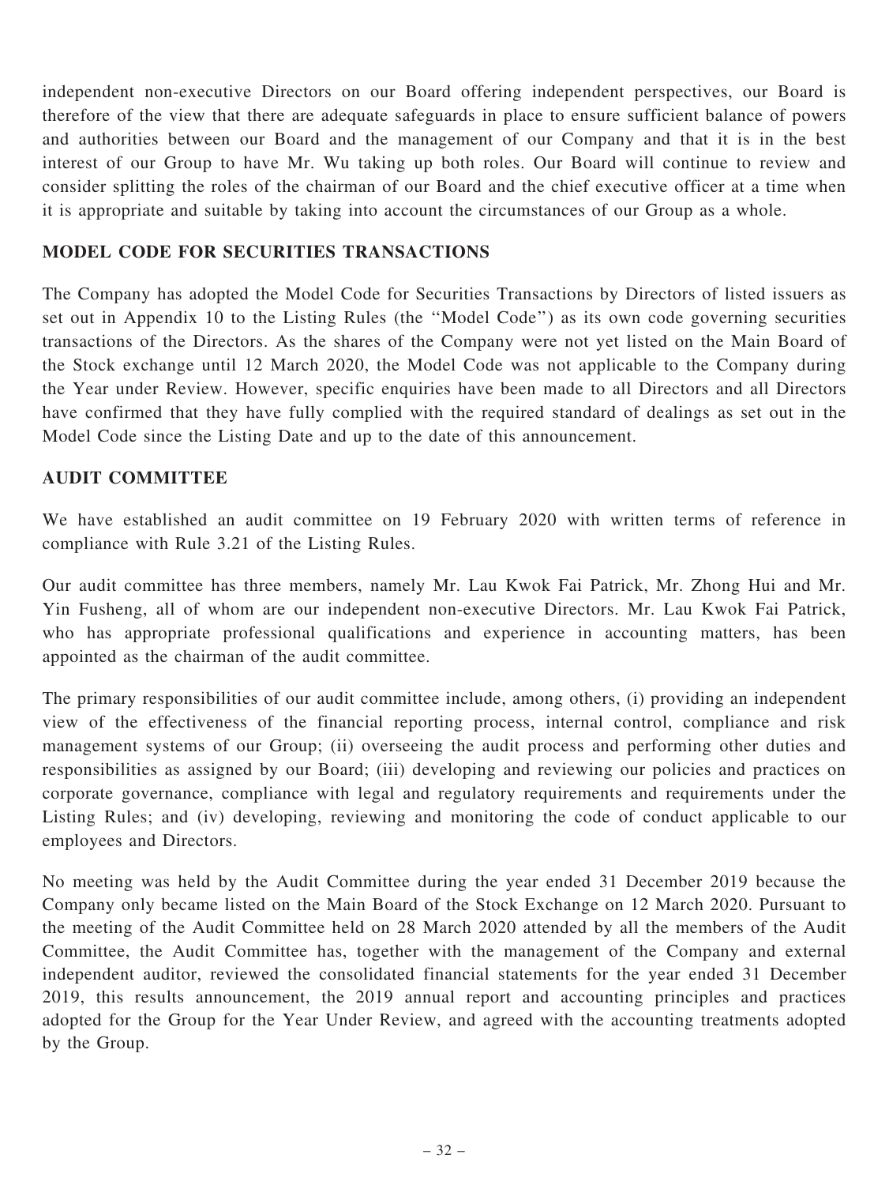independent non-executive Directors on our Board offering independent perspectives, our Board is therefore of the view that there are adequate safeguards in place to ensure sufficient balance of powers and authorities between our Board and the management of our Company and that it is in the best interest of our Group to have Mr. Wu taking up both roles. Our Board will continue to review and consider splitting the roles of the chairman of our Board and the chief executive officer at a time when it is appropriate and suitable by taking into account the circumstances of our Group as a whole.

## MODEL CODE FOR SECURITIES TRANSACTIONS

The Company has adopted the Model Code for Securities Transactions by Directors of listed issuers as set out in Appendix 10 to the Listing Rules (the "Model Code") as its own code governing securities transactions of the Directors. As the shares of the Company were not yet listed on the Main Board of the Stock exchange until 12 March 2020, the Model Code was not applicable to the Company during the Year under Review. However, specific enquiries have been made to all Directors and all Directors have confirmed that they have fully complied with the required standard of dealings as set out in the Model Code since the Listing Date and up to the date of this announcement.

## AUDIT COMMITTEE

We have established an audit committee on 19 February 2020 with written terms of reference in compliance with Rule 3.21 of the Listing Rules.

Our audit committee has three members, namely Mr. Lau Kwok Fai Patrick, Mr. Zhong Hui and Mr. Yin Fusheng, all of whom are our independent non-executive Directors. Mr. Lau Kwok Fai Patrick, who has appropriate professional qualifications and experience in accounting matters, has been appointed as the chairman of the audit committee.

The primary responsibilities of our audit committee include, among others, (i) providing an independent view of the effectiveness of the financial reporting process, internal control, compliance and risk management systems of our Group; (ii) overseeing the audit process and performing other duties and responsibilities as assigned by our Board; (iii) developing and reviewing our policies and practices on corporate governance, compliance with legal and regulatory requirements and requirements under the Listing Rules; and (iv) developing, reviewing and monitoring the code of conduct applicable to our employees and Directors.

No meeting was held by the Audit Committee during the year ended 31 December 2019 because the Company only became listed on the Main Board of the Stock Exchange on 12 March 2020. Pursuant to the meeting of the Audit Committee held on 28 March 2020 attended by all the members of the Audit Committee, the Audit Committee has, together with the management of the Company and external independent auditor, reviewed the consolidated financial statements for the year ended 31 December 2019, this results announcement, the 2019 annual report and accounting principles and practices adopted for the Group for the Year Under Review, and agreed with the accounting treatments adopted by the Group.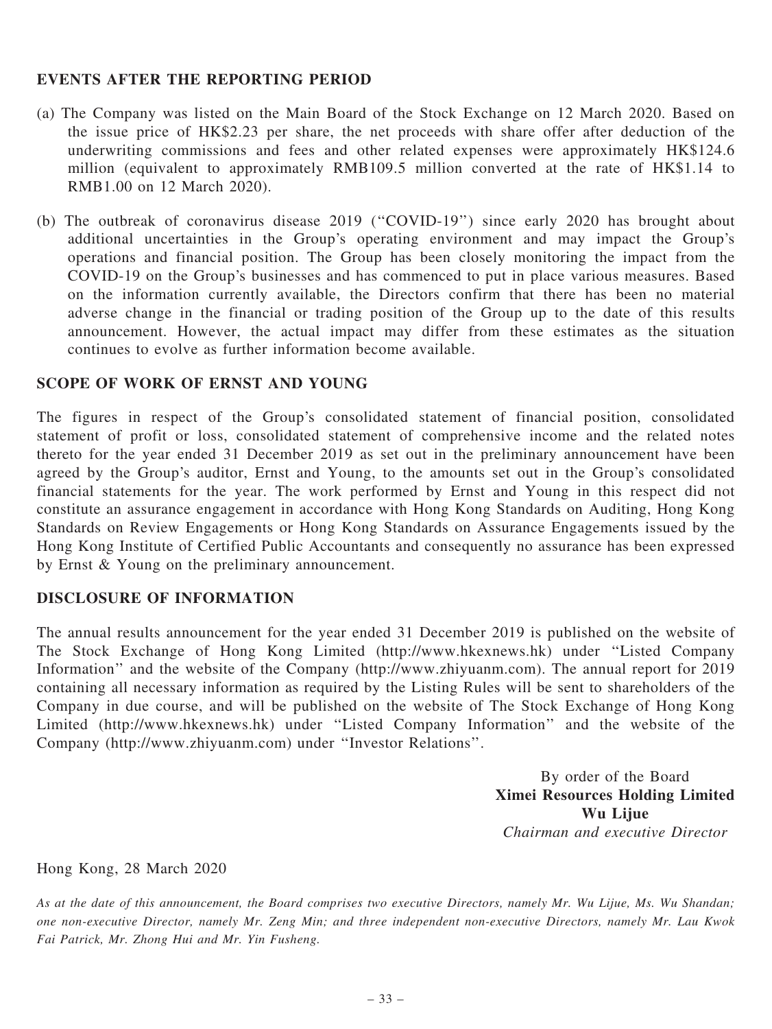## EVENTS AFTER THE REPORTING PERIOD

(a) The Company was listed on the Main Board of the Stock Exchange on 12 March 2020. Based on the issue price of HK$2.23 per share, the net proceeds with share offer after deduction of the underwriting commissions and fees and other related expenses were approximately HK$124.6 million (equivalent to approximately RMB109.5 million converted at the rate of HK$1.14 to RMB1.00 on 12 March 2020).

(b) The outbreak of coronavirus disease 2019 (''COVID-19'') since early 2020 has brought about additional uncertainties in the Group's operating environment and may impact the Group's operations and financial position. The Group has been closely monitoring the impact from the COVID-19 on the Group's businesses and has commenced to put in place various measures. Based on the information currently available, the Directors confirm that there has been no material adverse change in the financial or trading position of the Group up to the date of this results announcement. However, the actual impact may differ from these estimates as the situation continues to evolve as further information become available.

## SCOPE OF WORK OF ERNST AND YOUNG

The figures in respect of the Group's consolidated statement of financial position, consolidated statement of profit or loss, consolidated statement of comprehensive income and the related notes thereto for the year ended 31 December 2019 as set out in the preliminary announcement have been agreed by the Group's auditor, Ernst and Young, to the amounts set out in the Group's consolidated financial statements for the year. The work performed by Ernst and Young in this respect did not constitute an assurance engagement in accordance with Hong Kong Standards on Auditing, Hong Kong Standards on Review Engagements or Hong Kong Standards on Assurance Engagements issued by the Hong Kong Institute of Certified Public Accountants and consequently no assurance has been expressed by Ernst & Young on the preliminary announcement.

## DISCLOSURE OF INFORMATION

The annual results announcement for the year ended 31 December 2019 is published on the website of The Stock Exchange of Hong Kong Limited (http://www.hkexnews.hk) under ''Listed Company Information'' and the website of the Company (http://www.zhiyuanm.com). The annual report for 2019 containing all necessary information as required by the Listing Rules will be sent to shareholders of the Company in due course, and will be published on the website of The Stock Exchange of Hong Kong Limited (http://www.hkexnews.hk) under ''Listed Company Information'' and the website of the Company (http://www.zhiyuanm.com) under ''Investor Relations''.

By order of the Board
**Ximei Resources Holding Limited**
**Wu Lijue**
*Chairman and executive Director*

Hong Kong, 28 March 2020

*As at the date of this announcement, the Board comprises two executive Directors, namely Mr. Wu Lijue, Ms. Wu Shandan; one non-executive Director, namely Mr. Zeng Min; and three independent non-executive Directors, namely Mr. Lau Kwok Fai Patrick, Mr. Zhong Hui and Mr. Yin Fusheng.*